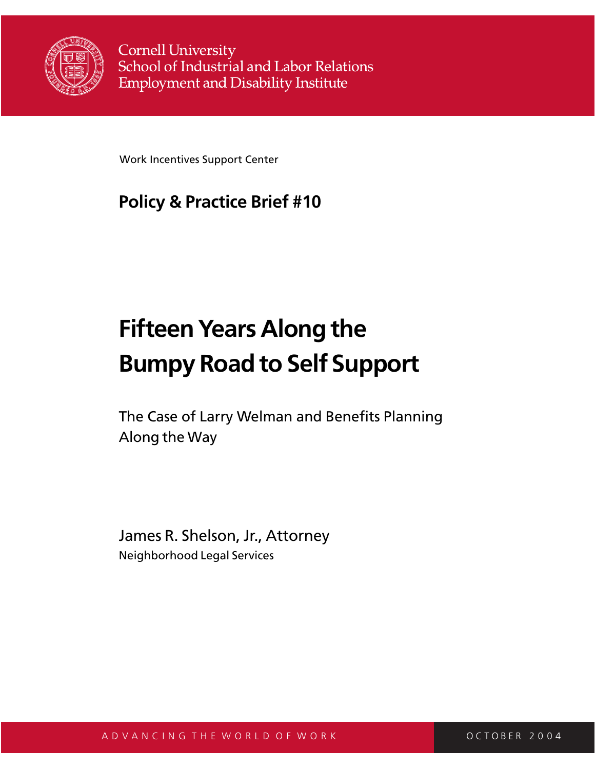Cornell University
School of Industrial and Labor Relations
Employment and Disability Institute

Work Incentives Support Center

**Policy & Practice Brief #10**

# Fifteen Years Along the Bumpy Road to Self Support

The Case of Larry Welman and Benefits Planning Along the Way

James R. Shelson, Jr., Attorney
Neighborhood Legal Services

ADVANCING THE WORLD OF WORK

OCTOBER 2004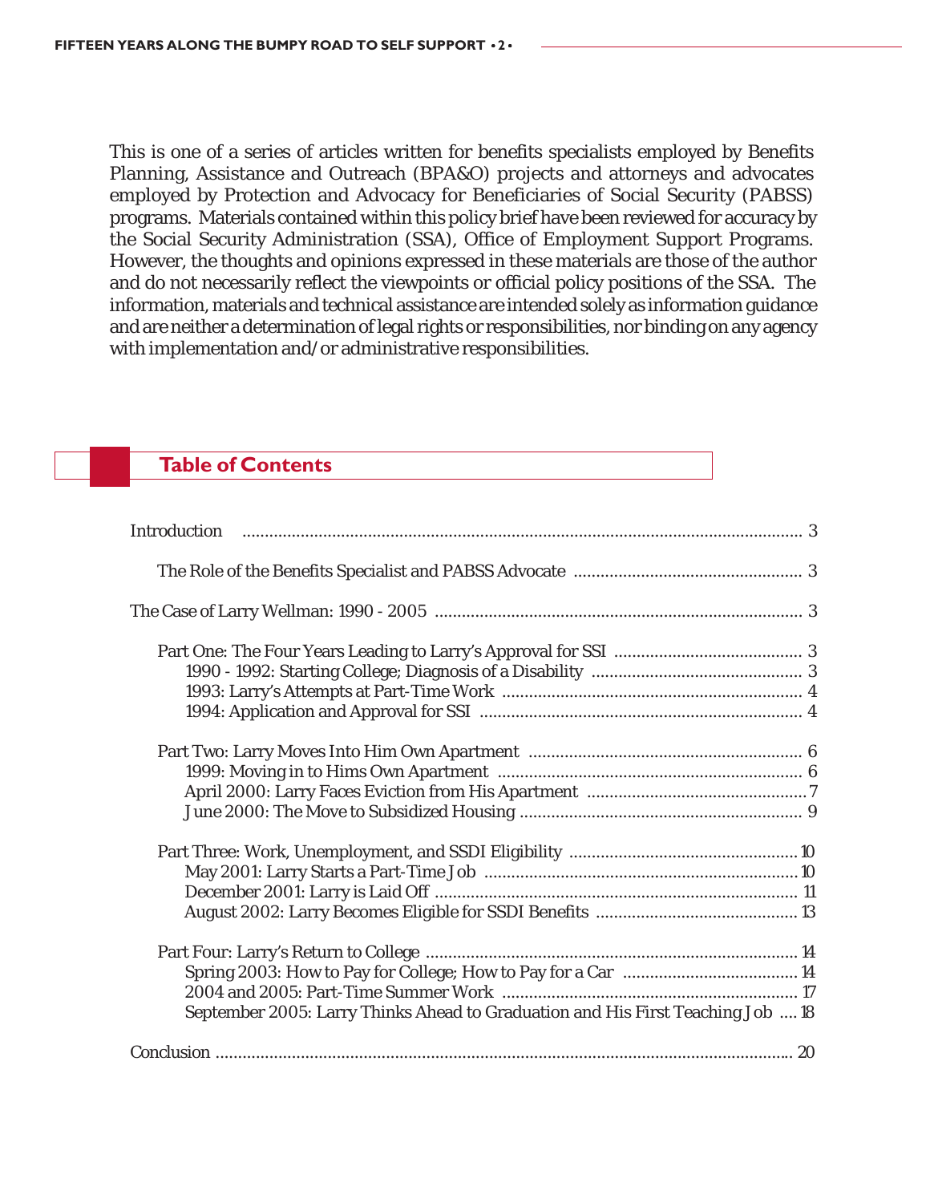This is one of a series of articles written for benefits specialists employed by Benefits Planning, Assistance and Outreach (BPA&O) projects and attorneys and advocates employed by Protection and Advocacy for Beneficiaries of Social Security (PABSS) programs. Materials contained within this policy brief have been reviewed for accuracy by the Social Security Administration (SSA), Office of Employment Support Programs. However, the thoughts and opinions expressed in these materials are those of the author and do not necessarily reflect the viewpoints or official policy positions of the SSA. The information, materials and technical assistance are intended solely as information guidance and are neither a determination of legal rights or responsibilities, nor binding on any agency with implementation and/or administrative responsibilities.

## Table of Contents

Introduction ..... 3

- The Role of the Benefits Specialist and PABSS Advocate ..... 3

The Case of Larry Wellman: 1990 - 2005 ..... 3

- Part One: The Four Years Leading to Larry's Approval for SSI ..... 3
  - 1990 - 1992: Starting College; Diagnosis of a Disability ..... 3
  - 1993: Larry's Attempts at Part-Time Work ..... 4
  - 1994: Application and Approval for SSI ..... 4
- Part Two: Larry Moves Into Him Own Apartment ..... 6
  - 1999: Moving in to Hims Own Apartment ..... 6
  - April 2000: Larry Faces Eviction from His Apartment ..... 7
  - June 2000: The Move to Subsidized Housing ..... 9
- Part Three: Work, Unemployment, and SSDI Eligibility ..... 10
  - May 2001: Larry Starts a Part-Time Job ..... 10
  - December 2001: Larry is Laid Off ..... 11
  - August 2002: Larry Becomes Eligible for SSDI Benefits ..... 13
- Part Four: Larry's Return to College ..... 14
  - Spring 2003: How to Pay for College; How to Pay for a Car ..... 14
  - 2004 and 2005: Part-Time Summer Work ..... 17
  - September 2005: Larry Thinks Ahead to Graduation and His First Teaching Job ..... 18

Conclusion ..... 20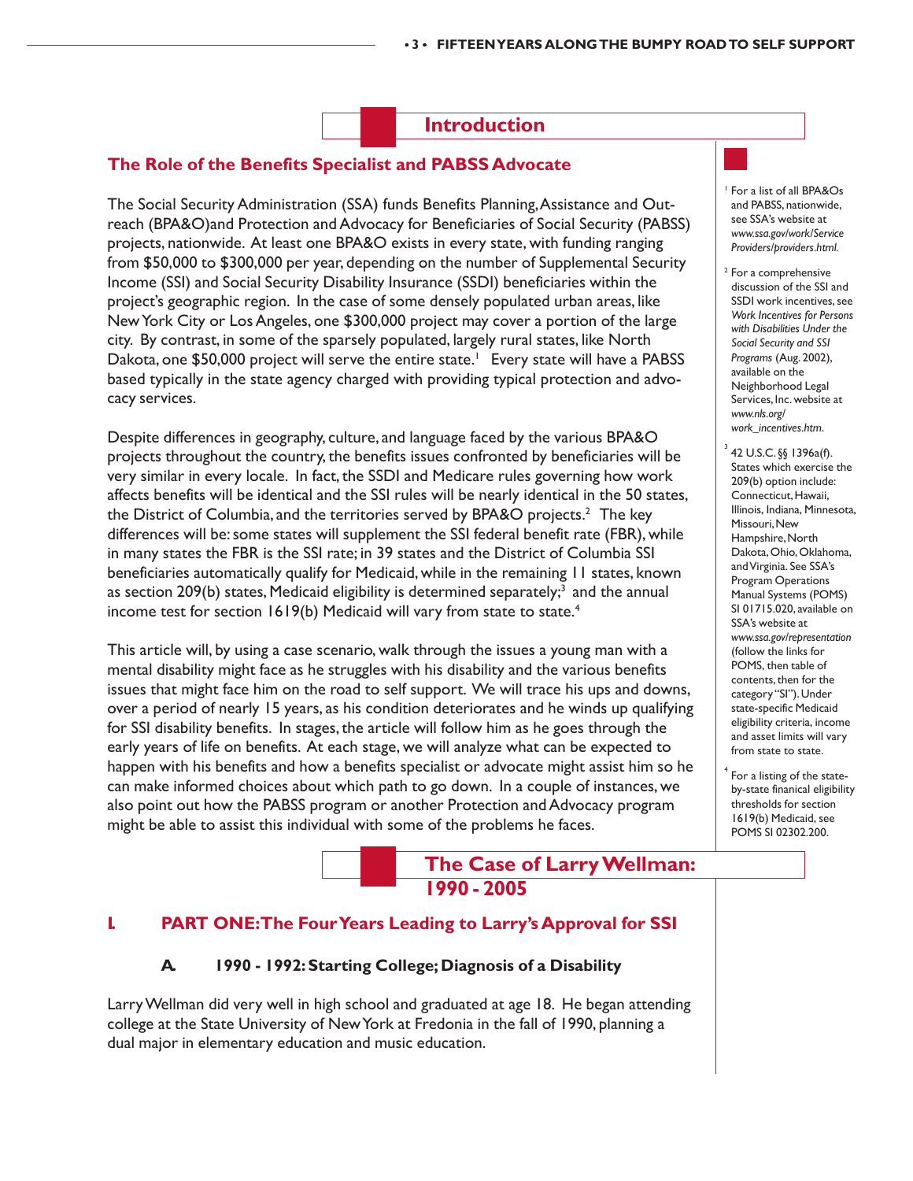# Introduction

## The Role of the Benefits Specialist and PABSS Advocate

The Social Security Administration (SSA) funds Benefits Planning, Assistance and Outreach (BPA&O)and Protection and Advocacy for Beneficiaries of Social Security (PABSS) projects, nationwide. At least one BPA&O exists in every state, with funding ranging from $50,000 to $300,000 per year, depending on the number of Supplemental Security Income (SSI) and Social Security Disability Insurance (SSDI) beneficiaries within the project's geographic region. In the case of some densely populated urban areas, like New York City or Los Angeles, one $300,000 project may cover a portion of the large city. By contrast, in some of the sparsely populated, largely rural states, like North Dakota, one $50,000 project will serve the entire state.[1] Every state will have a PABSS based typically in the state agency charged with providing typical protection and advocacy services.

Despite differences in geography, culture, and language faced by the various BPA&O projects throughout the country, the benefits issues confronted by beneficiaries will be very similar in every locale. In fact, the SSDI and Medicare rules governing how work affects benefits will be identical and the SSI rules will be nearly identical in the 50 states, the District of Columbia, and the territories served by BPA&O projects.[2] The key differences will be: some states will supplement the SSI federal benefit rate (FBR), while in many states the FBR is the SSI rate; in 39 states and the District of Columbia SSI beneficiaries automatically qualify for Medicaid, while in the remaining 11 states, known as section 209(b) states, Medicaid eligibility is determined separately;[3] and the annual income test for section 1619(b) Medicaid will vary from state to state.[4]

This article will, by using a case scenario, walk through the issues a young man with a mental disability might face as he struggles with his disability and the various benefits issues that might face him on the road to self support. We will trace his ups and downs, over a period of nearly 15 years, as his condition deteriorates and he winds up qualifying for SSI disability benefits. In stages, the article will follow him as he goes through the early years of life on benefits. At each stage, we will analyze what can be expected to happen with his benefits and how a benefits specialist or advocate might assist him so he can make informed choices about which path to go down. In a couple of instances, we also point out how the PABSS program or another Protection and Advocacy program might be able to assist this individual with some of the problems he faces.

# The Case of Larry Wellman: 1990 - 2005

## I. PART ONE: The Four Years Leading to Larry's Approval for SSI

### A. 1990 - 1992: Starting College; Diagnosis of a Disability

Larry Wellman did very well in high school and graduated at age 18. He began attending college at the State University of New York at Fredonia in the fall of 1990, planning a dual major in elementary education and music education.

---

[1] For a list of all BPA&Os and PABSS, nationwide, see SSA's website at *www.ssa.gov/work/ServiceProviders/providers.html.*

[2] For a comprehensive discussion of the SSI and SSDI work incentives, see *Work Incentives for Persons with Disabilities Under the Social Security and SSI Programs* (Aug. 2002), available on the Neighborhood Legal Services, Inc. website at *www.nls.org/work_incentives.htm*.

[3] 42 U.S.C. §§ 1396a(f). States which exercise the 209(b) option include: Connecticut, Hawaii, Illinois, Indiana, Minnesota, Missouri, New Hampshire, North Dakota, Ohio, Oklahoma, and Virginia. See SSA's Program Operations Manual Systems (POMS) SI 01715.020, available on SSA's website at *www.ssa.gov/representation* (follow the links for POMS, then table of contents, then for the category "SI"). Under state-specific Medicaid eligibility criteria, income and asset limits will vary from state to state.

[4] For a listing of the state-by-state finanical eligibility thresholds for section 1619(b) Medicaid, see POMS SI 02302.200.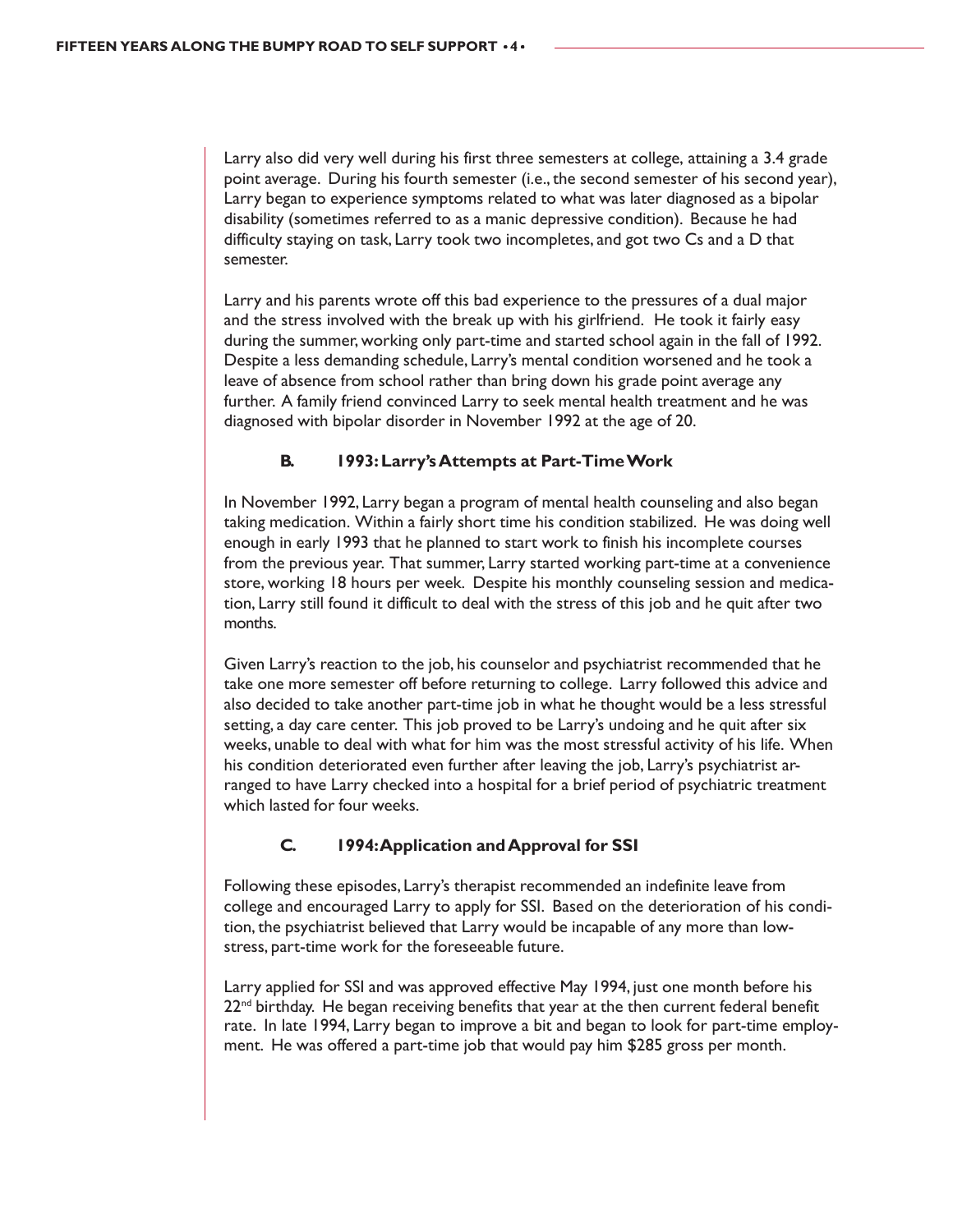Larry also did very well during his first three semesters at college, attaining a 3.4 grade point average. During his fourth semester (i.e., the second semester of his second year), Larry began to experience symptoms related to what was later diagnosed as a bipolar disability (sometimes referred to as a manic depressive condition). Because he had difficulty staying on task, Larry took two incompletes, and got two Cs and a D that semester.

Larry and his parents wrote off this bad experience to the pressures of a dual major and the stress involved with the break up with his girlfriend. He took it fairly easy during the summer, working only part-time and started school again in the fall of 1992. Despite a less demanding schedule, Larry's mental condition worsened and he took a leave of absence from school rather than bring down his grade point average any further. A family friend convinced Larry to seek mental health treatment and he was diagnosed with bipolar disorder in November 1992 at the age of 20.

### B. 1993: Larry's Attempts at Part-Time Work

In November 1992, Larry began a program of mental health counseling and also began taking medication. Within a fairly short time his condition stabilized. He was doing well enough in early 1993 that he planned to start work to finish his incomplete courses from the previous year. That summer, Larry started working part-time at a convenience store, working 18 hours per week. Despite his monthly counseling session and medication, Larry still found it difficult to deal with the stress of this job and he quit after two months.

Given Larry's reaction to the job, his counselor and psychiatrist recommended that he take one more semester off before returning to college. Larry followed this advice and also decided to take another part-time job in what he thought would be a less stressful setting, a day care center. This job proved to be Larry's undoing and he quit after six weeks, unable to deal with what for him was the most stressful activity of his life. When his condition deteriorated even further after leaving the job, Larry's psychiatrist arranged to have Larry checked into a hospital for a brief period of psychiatric treatment which lasted for four weeks.

### C. 1994: Application and Approval for SSI

Following these episodes, Larry's therapist recommended an indefinite leave from college and encouraged Larry to apply for SSI. Based on the deterioration of his condition, the psychiatrist believed that Larry would be incapable of any more than low-stress, part-time work for the foreseeable future.

Larry applied for SSI and was approved effective May 1994, just one month before his 22nd birthday. He began receiving benefits that year at the then current federal benefit rate. In late 1994, Larry began to improve a bit and began to look for part-time employment. He was offered a part-time job that would pay him $285 gross per month.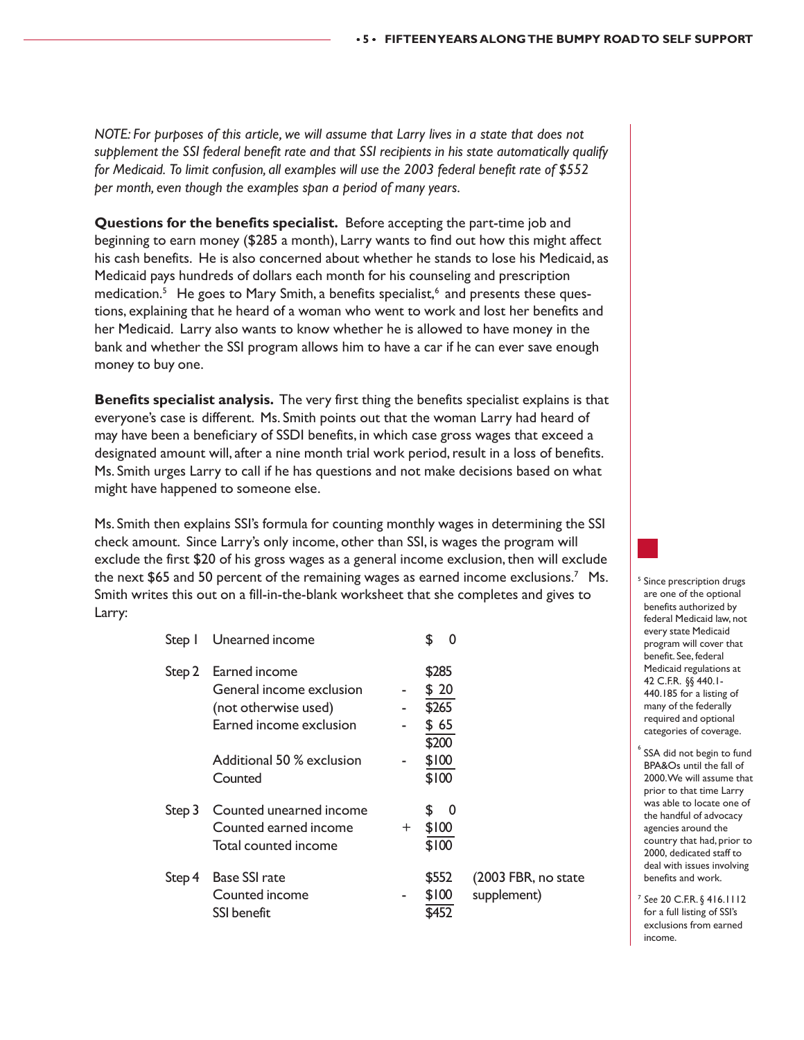*NOTE: For purposes of this article, we will assume that Larry lives in a state that does not supplement the SSI federal benefit rate and that SSI recipients in his state automatically qualify for Medicaid. To limit confusion, all examples will use the 2003 federal benefit rate of $552 per month, even though the examples span a period of many years.*

**Questions for the benefits specialist.** Before accepting the part-time job and beginning to earn money ($285 a month), Larry wants to find out how this might affect his cash benefits. He is also concerned about whether he stands to lose his Medicaid, as Medicaid pays hundreds of dollars each month for his counseling and prescription medication.[5] He goes to Mary Smith, a benefits specialist,[6] and presents these questions, explaining that he heard of a woman who went to work and lost her benefits and her Medicaid. Larry also wants to know whether he is allowed to have money in the bank and whether the SSI program allows him to have a car if he can ever save enough money to buy one.

**Benefits specialist analysis.** The very first thing the benefits specialist explains is that everyone's case is different. Ms. Smith points out that the woman Larry had heard of may have been a beneficiary of SSDI benefits, in which case gross wages that exceed a designated amount will, after a nine month trial work period, result in a loss of benefits. Ms. Smith urges Larry to call if he has questions and not make decisions based on what might have happened to someone else.

Ms. Smith then explains SSI's formula for counting monthly wages in determining the SSI check amount. Since Larry's only income, other than SSI, is wages the program will exclude the first $20 of his gross wages as a general income exclusion, then will exclude the next $65 and 50 percent of the remaining wages as earned income exclusions.[7] Ms. Smith writes this out on a fill-in-the-blank worksheet that she completes and gives to Larry:

| Step | Item | | Amount | |
|---|---|---|---|---|
| Step 1 | Unearned income | | $ 0 | |
| Step 2 | Earned income | | $285 | |
| | General income exclusion | - | $ 20 | |
| | (not otherwise used) | - | $265 | |
| | Earned income exclusion | - | $ 65 | |
| | | | $200 | |
| | Additional 50 % exclusion | - | $100 | |
| | Counted | | $100 | |
| Step 3 | Counted unearned income | | $ 0 | |
| | Counted earned income | + | $100 | |
| | Total counted income | | $100 | |
| Step 4 | Base SSI rate | | $552 | (2003 FBR, no state supplement) |
| | Counted income | - | $100 | |
| | SSI benefit | | $452 | |

---

[5] Since prescription drugs are one of the optional benefits authorized by federal Medicaid law, not every state Medicaid program will cover that benefit. See, federal Medicaid regulations at 42 C.F.R. §§ 440.1-440.185 for a listing of many of the federally required and optional categories of coverage.

[6] SSA did not begin to fund BPA&Os until the fall of 2000. We will assume that prior to that time Larry was able to locate one of the handful of advocacy agencies around the country that had, prior to 2000, dedicated staff to deal with issues involving benefits and work.

[7] *See* 20 C.F.R. § 416.1112 for a full listing of SSI's exclusions from earned income.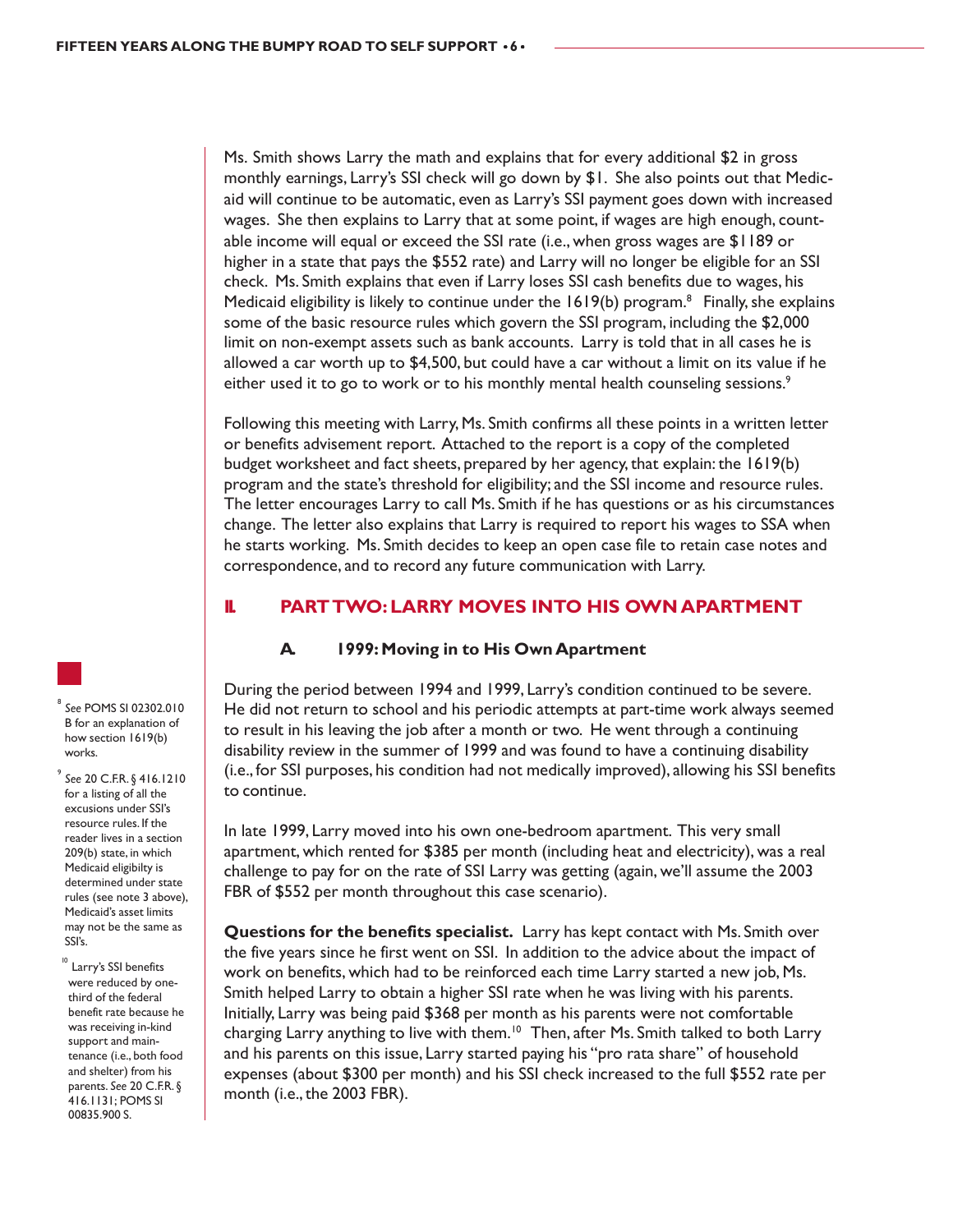Ms. Smith shows Larry the math and explains that for every additional $2 in gross monthly earnings, Larry's SSI check will go down by $1. She also points out that Medicaid will continue to be automatic, even as Larry's SSI payment goes down with increased wages. She then explains to Larry that at some point, if wages are high enough, countable income will equal or exceed the SSI rate (i.e., when gross wages are $1189 or higher in a state that pays the $552 rate) and Larry will no longer be eligible for an SSI check. Ms. Smith explains that even if Larry loses SSI cash benefits due to wages, his Medicaid eligibility is likely to continue under the 1619(b) program.[8] Finally, she explains some of the basic resource rules which govern the SSI program, including the $2,000 limit on non-exempt assets such as bank accounts. Larry is told that in all cases he is allowed a car worth up to $4,500, but could have a car without a limit on its value if he either used it to go to work or to his monthly mental health counseling sessions.[9]

Following this meeting with Larry, Ms. Smith confirms all these points in a written letter or benefits advisement report. Attached to the report is a copy of the completed budget worksheet and fact sheets, prepared by her agency, that explain: the 1619(b) program and the state's threshold for eligibility; and the SSI income and resource rules. The letter encourages Larry to call Ms. Smith if he has questions or as his circumstances change. The letter also explains that Larry is required to report his wages to SSA when he starts working. Ms. Smith decides to keep an open case file to retain case notes and correspondence, and to record any future communication with Larry.

## II. PART TWO: LARRY MOVES INTO HIS OWN APARTMENT

### A. 1999: Moving in to His Own Apartment

During the period between 1994 and 1999, Larry's condition continued to be severe. He did not return to school and his periodic attempts at part-time work always seemed to result in his leaving the job after a month or two. He went through a continuing disability review in the summer of 1999 and was found to have a continuing disability (i.e., for SSI purposes, his condition had not medically improved), allowing his SSI benefits to continue.

In late 1999, Larry moved into his own one-bedroom apartment. This very small apartment, which rented for $385 per month (including heat and electricity), was a real challenge to pay for on the rate of SSI Larry was getting (again, we'll assume the 2003 FBR of $552 per month throughout this case scenario).

**Questions for the benefits specialist.** Larry has kept contact with Ms. Smith over the five years since he first went on SSI. In addition to the advice about the impact of work on benefits, which had to be reinforced each time Larry started a new job, Ms. Smith helped Larry to obtain a higher SSI rate when he was living with his parents. Initially, Larry was being paid $368 per month as his parents were not comfortable charging Larry anything to live with them.[10] Then, after Ms. Smith talked to both Larry and his parents on this issue, Larry started paying his "pro rata share" of household expenses (about $300 per month) and his SSI check increased to the full $552 rate per month (i.e., the 2003 FBR).

---

[8] *See* POMS SI 02302.010 B for an explanation of how section 1619(b) works.

[9] *See* 20 C.F.R. § 416.1210 for a listing of all the excusions under SSI's resource rules. If the reader lives in a section 209(b) state, in which Medicaid eligibilty is determined under state rules (see note 3 above), Medicaid's asset limits may not be the same as SSI's.

[10] Larry's SSI benefits were reduced by one-third of the federal benefit rate because he was receiving in-kind support and maintenance (i.e., both food and shelter) from his parents. *See* 20 C.F.R. § 416.1131; POMS SI 00835.900 S.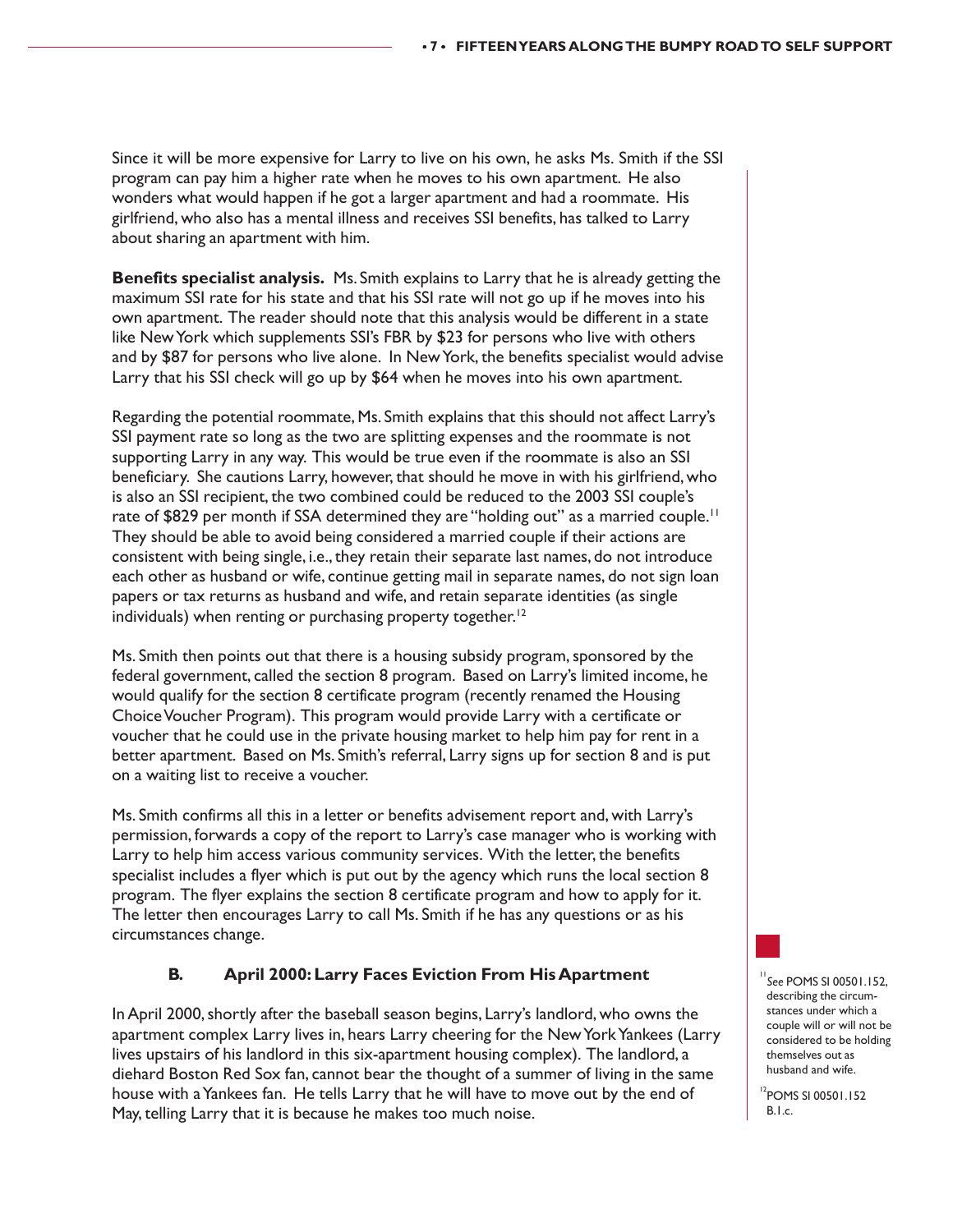Since it will be more expensive for Larry to live on his own, he asks Ms. Smith if the SSI program can pay him a higher rate when he moves to his own apartment. He also wonders what would happen if he got a larger apartment and had a roommate. His girlfriend, who also has a mental illness and receives SSI benefits, has talked to Larry about sharing an apartment with him.

**Benefits specialist analysis.** Ms. Smith explains to Larry that he is already getting the maximum SSI rate for his state and that his SSI rate will not go up if he moves into his own apartment. The reader should note that this analysis would be different in a state like New York which supplements SSI's FBR by $23 for persons who live with others and by $87 for persons who live alone. In New York, the benefits specialist would advise Larry that his SSI check will go up by $64 when he moves into his own apartment.

Regarding the potential roommate, Ms. Smith explains that this should not affect Larry's SSI payment rate so long as the two are splitting expenses and the roommate is not supporting Larry in any way. This would be true even if the roommate is also an SSI beneficiary. She cautions Larry, however, that should he move in with his girlfriend, who is also an SSI recipient, the two combined could be reduced to the 2003 SSI couple's rate of $829 per month if SSA determined they are "holding out" as a married couple.[11] They should be able to avoid being considered a married couple if their actions are consistent with being single, i.e., they retain their separate last names, do not introduce each other as husband or wife, continue getting mail in separate names, do not sign loan papers or tax returns as husband and wife, and retain separate identities (as single individuals) when renting or purchasing property together.[12]

Ms. Smith then points out that there is a housing subsidy program, sponsored by the federal government, called the section 8 program. Based on Larry's limited income, he would qualify for the section 8 certificate program (recently renamed the Housing Choice Voucher Program). This program would provide Larry with a certificate or voucher that he could use in the private housing market to help him pay for rent in a better apartment. Based on Ms. Smith's referral, Larry signs up for section 8 and is put on a waiting list to receive a voucher.

Ms. Smith confirms all this in a letter or benefits advisement report and, with Larry's permission, forwards a copy of the report to Larry's case manager who is working with Larry to help him access various community services. With the letter, the benefits specialist includes a flyer which is put out by the agency which runs the local section 8 program. The flyer explains the section 8 certificate program and how to apply for it. The letter then encourages Larry to call Ms. Smith if he has any questions or as his circumstances change.

### B. April 2000: Larry Faces Eviction From His Apartment

In April 2000, shortly after the baseball season begins, Larry's landlord, who owns the apartment complex Larry lives in, hears Larry cheering for the New York Yankees (Larry lives upstairs of his landlord in this six-apartment housing complex). The landlord, a diehard Boston Red Sox fan, cannot bear the thought of a summer of living in the same house with a Yankees fan. He tells Larry that he will have to move out by the end of May, telling Larry that it is because he makes too much noise.

[11] *See* POMS SI 00501.152, describing the circumstances under which a couple will or will not be considered to be holding themselves out as husband and wife.

[12] POMS SI 00501.152 B.1.c.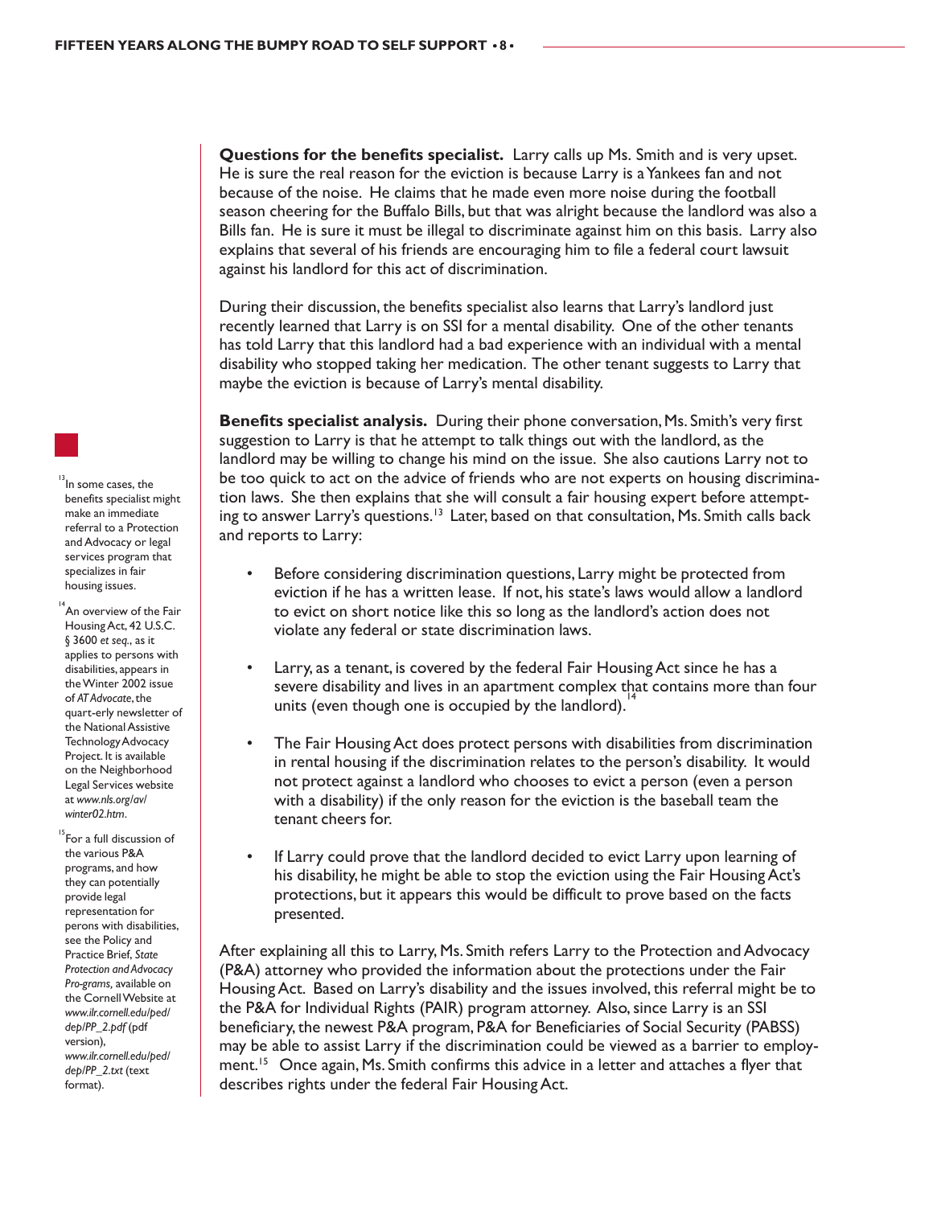**Questions for the benefits specialist.** Larry calls up Ms. Smith and is very upset. He is sure the real reason for the eviction is because Larry is a Yankees fan and not because of the noise. He claims that he made even more noise during the football season cheering for the Buffalo Bills, but that was alright because the landlord was also a Bills fan. He is sure it must be illegal to discriminate against him on this basis. Larry also explains that several of his friends are encouraging him to file a federal court lawsuit against his landlord for this act of discrimination.

During their discussion, the benefits specialist also learns that Larry's landlord just recently learned that Larry is on SSI for a mental disability. One of the other tenants has told Larry that this landlord had a bad experience with an individual with a mental disability who stopped taking her medication. The other tenant suggests to Larry that maybe the eviction is because of Larry's mental disability.

**Benefits specialist analysis.** During their phone conversation, Ms. Smith's very first suggestion to Larry is that he attempt to talk things out with the landlord, as the landlord may be willing to change his mind on the issue. She also cautions Larry not to be too quick to act on the advice of friends who are not experts on housing discrimination laws. She then explains that she will consult a fair housing expert before attempting to answer Larry's questions.[13] Later, based on that consultation, Ms. Smith calls back and reports to Larry:

- Before considering discrimination questions, Larry might be protected from eviction if he has a written lease. If not, his state's laws would allow a landlord to evict on short notice like this so long as the landlord's action does not violate any federal or state discrimination laws.
- Larry, as a tenant, is covered by the federal Fair Housing Act since he has a severe disability and lives in an apartment complex that contains more than four units (even though one is occupied by the landlord).[14]
- The Fair Housing Act does protect persons with disabilities from discrimination in rental housing if the discrimination relates to the person's disability. It would not protect against a landlord who chooses to evict a person (even a person with a disability) if the only reason for the eviction is the baseball team the tenant cheers for.
- If Larry could prove that the landlord decided to evict Larry upon learning of his disability, he might be able to stop the eviction using the Fair Housing Act's protections, but it appears this would be difficult to prove based on the facts presented.

After explaining all this to Larry, Ms. Smith refers Larry to the Protection and Advocacy (P&A) attorney who provided the information about the protections under the Fair Housing Act. Based on Larry's disability and the issues involved, this referral might be to the P&A for Individual Rights (PAIR) program attorney. Also, since Larry is an SSI beneficiary, the newest P&A program, P&A for Beneficiaries of Social Security (PABSS) may be able to assist Larry if the discrimination could be viewed as a barrier to employment.[15] Once again, Ms. Smith confirms this advice in a letter and attaches a flyer that describes rights under the federal Fair Housing Act.

---

[13] In some cases, the benefits specialist might make an immediate referral to a Protection and Advocacy or legal services program that specializes in fair housing issues.

[14] An overview of the Fair Housing Act, 42 U.S.C. § 3600 *et seq.*, as it applies to persons with disabilities, appears in the Winter 2002 issue of *AT Advocate*, the quart-erly newsletter of the National Assistive Technology Advocacy Project. It is available on the Neighborhood Legal Services website at *www.nls.org/av/winter02.htm*.

[15] For a full discussion of the various P&A programs, and how they can potentially provide legal representation for perons with disabilities, see the Policy and Practice Brief, *State Protection and Advocacy Pro-grams,* available on the Cornell Website at *www.ilr.cornell.edu/ped/dep/PP_2.pdf* (pdf version), *www.ilr.cornell.edu/ped/dep/PP_2.txt* (text format).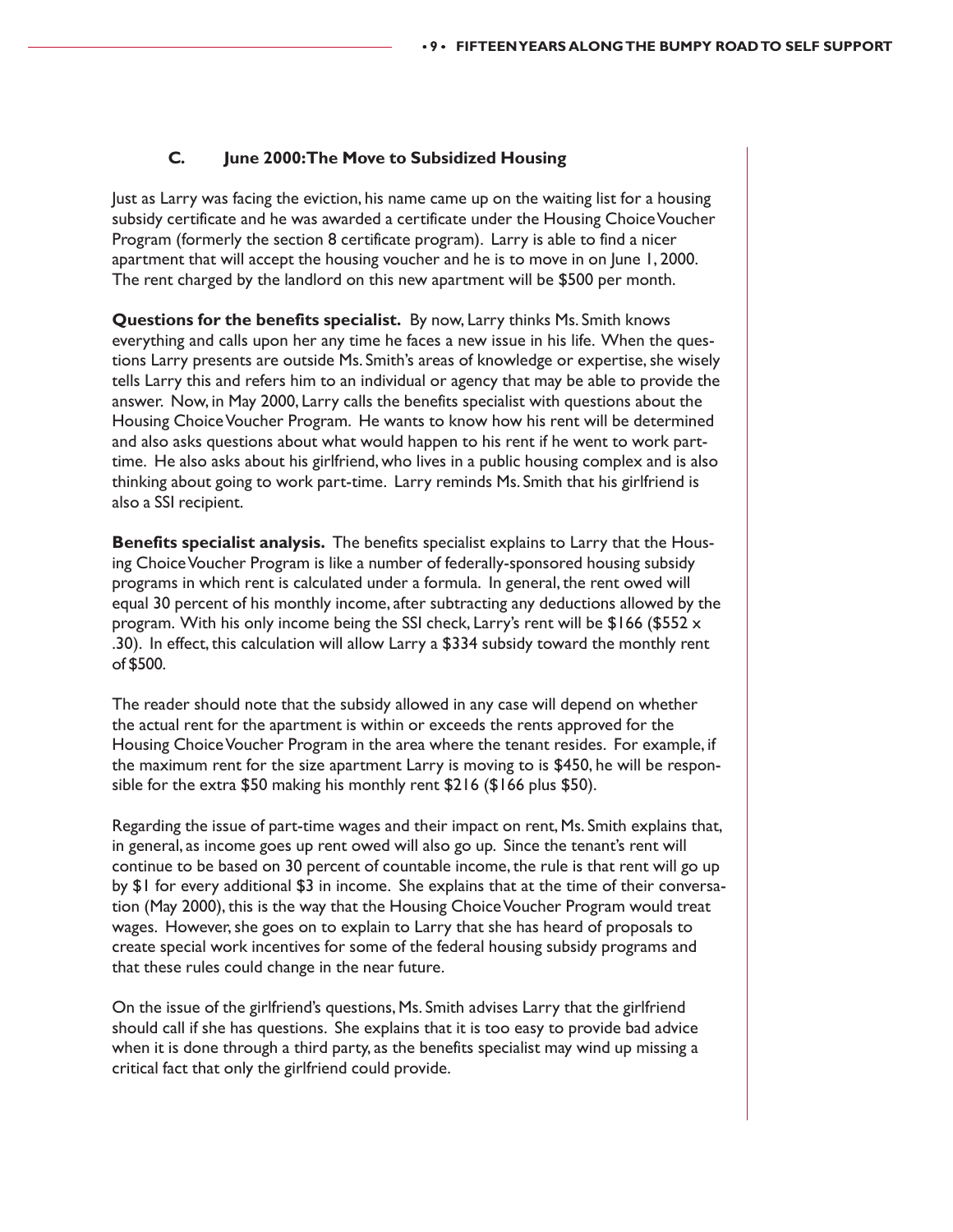### C. June 2000: The Move to Subsidized Housing

Just as Larry was facing the eviction, his name came up on the waiting list for a housing subsidy certificate and he was awarded a certificate under the Housing Choice Voucher Program (formerly the section 8 certificate program). Larry is able to find a nicer apartment that will accept the housing voucher and he is to move in on June 1, 2000. The rent charged by the landlord on this new apartment will be $500 per month.

**Questions for the benefits specialist.** By now, Larry thinks Ms. Smith knows everything and calls upon her any time he faces a new issue in his life. When the questions Larry presents are outside Ms. Smith's areas of knowledge or expertise, she wisely tells Larry this and refers him to an individual or agency that may be able to provide the answer. Now, in May 2000, Larry calls the benefits specialist with questions about the Housing Choice Voucher Program. He wants to know how his rent will be determined and also asks questions about what would happen to his rent if he went to work part-time. He also asks about his girlfriend, who lives in a public housing complex and is also thinking about going to work part-time. Larry reminds Ms. Smith that his girlfriend is also a SSI recipient.

**Benefits specialist analysis.** The benefits specialist explains to Larry that the Housing Choice Voucher Program is like a number of federally-sponsored housing subsidy programs in which rent is calculated under a formula. In general, the rent owed will equal 30 percent of his monthly income, after subtracting any deductions allowed by the program. With his only income being the SSI check, Larry's rent will be $166 ($552 x .30). In effect, this calculation will allow Larry a $334 subsidy toward the monthly rent of $500.

The reader should note that the subsidy allowed in any case will depend on whether the actual rent for the apartment is within or exceeds the rents approved for the Housing Choice Voucher Program in the area where the tenant resides. For example, if the maximum rent for the size apartment Larry is moving to is $450, he will be responsible for the extra $50 making his monthly rent $216 ($166 plus $50).

Regarding the issue of part-time wages and their impact on rent, Ms. Smith explains that, in general, as income goes up rent owed will also go up. Since the tenant's rent will continue to be based on 30 percent of countable income, the rule is that rent will go up by $1 for every additional $3 in income. She explains that at the time of their conversation (May 2000), this is the way that the Housing Choice Voucher Program would treat wages. However, she goes on to explain to Larry that she has heard of proposals to create special work incentives for some of the federal housing subsidy programs and that these rules could change in the near future.

On the issue of the girlfriend's questions, Ms. Smith advises Larry that the girlfriend should call if she has questions. She explains that it is too easy to provide bad advice when it is done through a third party, as the benefits specialist may wind up missing a critical fact that only the girlfriend could provide.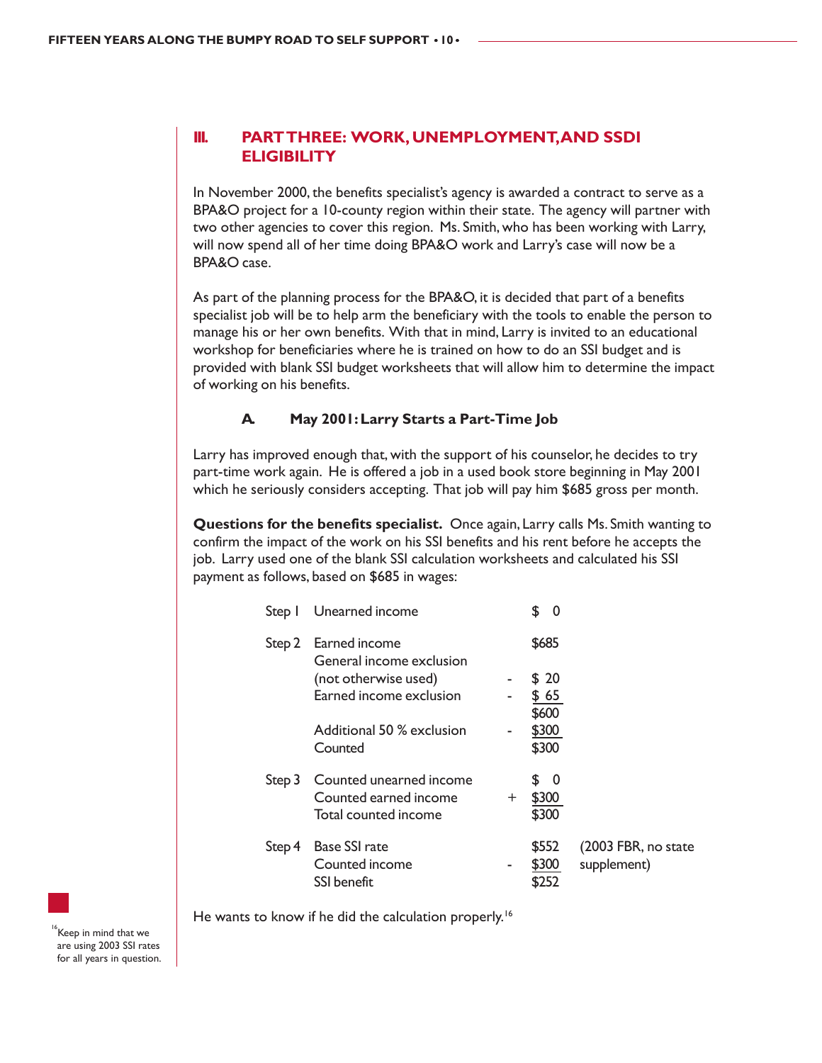## III. PART THREE: WORK, UNEMPLOYMENT, AND SSDI ELIGIBILITY

In November 2000, the benefits specialist's agency is awarded a contract to serve as a BPA&O project for a 10-county region within their state. The agency will partner with two other agencies to cover this region. Ms. Smith, who has been working with Larry, will now spend all of her time doing BPA&O work and Larry's case will now be a BPA&O case.

As part of the planning process for the BPA&O, it is decided that part of a benefits specialist job will be to help arm the beneficiary with the tools to enable the person to manage his or her own benefits. With that in mind, Larry is invited to an educational workshop for beneficiaries where he is trained on how to do an SSI budget and is provided with blank SSI budget worksheets that will allow him to determine the impact of working on his benefits.

### A. May 2001: Larry Starts a Part-Time Job

Larry has improved enough that, with the support of his counselor, he decides to try part-time work again. He is offered a job in a used book store beginning in May 2001 which he seriously considers accepting. That job will pay him $685 gross per month.

**Questions for the benefits specialist.** Once again, Larry calls Ms. Smith wanting to confirm the impact of the work on his SSI benefits and his rent before he accepts the job. Larry used one of the blank SSI calculation worksheets and calculated his SSI payment as follows, based on $685 in wages:

| Step | Item | | Amount | |
|---|---|---|---|---|
| Step 1 | Unearned income | | $ 0 | |
| Step 2 | Earned income | | $685 | |
| | General income exclusion (not otherwise used) | - | $ 20 | |
| | Earned income exclusion | - | $ 65 | |
| | | | $600 | |
| | Additional 50 % exclusion | - | $300 | |
| | Counted | | $300 | |
| Step 3 | Counted unearned income | | $ 0 | |
| | Counted earned income | + | $300 | |
| | Total counted income | | $300 | |
| Step 4 | Base SSI rate | | $552 | (2003 FBR, no state supplement) |
| | Counted income | - | $300 | |
| | SSI benefit | | $252 | |

He wants to know if he did the calculation properly.[16]

[16] Keep in mind that we are using 2003 SSI rates for all years in question.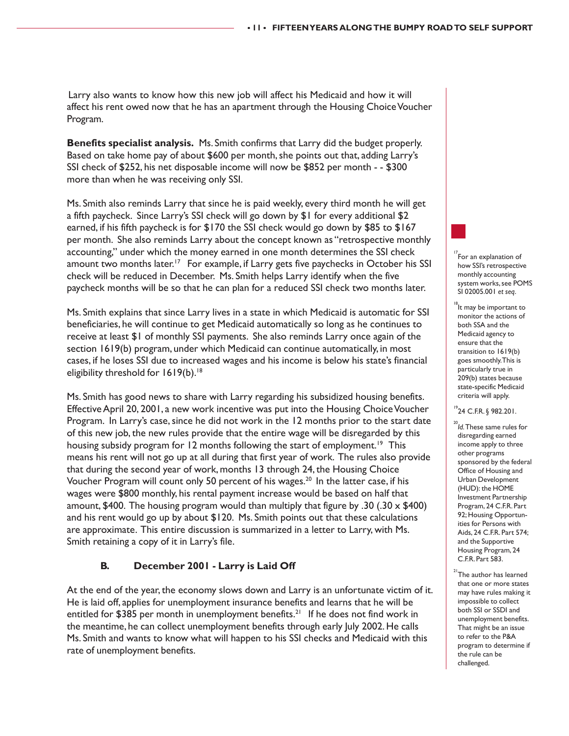Larry also wants to know how this new job will affect his Medicaid and how it will affect his rent owed now that he has an apartment through the Housing Choice Voucher Program.

**Benefits specialist analysis.** Ms. Smith confirms that Larry did the budget properly. Based on take home pay of about $600 per month, she points out that, adding Larry's SSI check of $252, his net disposable income will now be $852 per month - - $300 more than when he was receiving only SSI.

Ms. Smith also reminds Larry that since he is paid weekly, every third month he will get a fifth paycheck. Since Larry's SSI check will go down by $1 for every additional $2 earned, if his fifth paycheck is for $170 the SSI check would go down by $85 to $167 per month. She also reminds Larry about the concept known as "retrospective monthly accounting," under which the money earned in one month determines the SSI check amount two months later.[17] For example, if Larry gets five paychecks in October his SSI check will be reduced in December. Ms. Smith helps Larry identify when the five paycheck months will be so that he can plan for a reduced SSI check two months later.

Ms. Smith explains that since Larry lives in a state in which Medicaid is automatic for SSI beneficiaries, he will continue to get Medicaid automatically so long as he continues to receive at least $1 of monthly SSI payments. She also reminds Larry once again of the section 1619(b) program, under which Medicaid can continue automatically, in most cases, if he loses SSI due to increased wages and his income is below his state's financial eligibility threshold for 1619(b).[18]

Ms. Smith has good news to share with Larry regarding his subsidized housing benefits. Effective April 20, 2001, a new work incentive was put into the Housing Choice Voucher Program. In Larry's case, since he did not work in the 12 months prior to the start date of this new job, the new rules provide that the entire wage will be disregarded by this housing subsidy program for 12 months following the start of employment.[19] This means his rent will not go up at all during that first year of work. The rules also provide that during the second year of work, months 13 through 24, the Housing Choice Voucher Program will count only 50 percent of his wages.[20] In the latter case, if his wages were $800 monthly, his rental payment increase would be based on half that amount, $400. The housing program would than multiply that figure by .30 (.30 x $400) and his rent would go up by about $120. Ms. Smith points out that these calculations are approximate. This entire discussion is summarized in a letter to Larry, with Ms. Smith retaining a copy of it in Larry's file.

### B. December 2001 - Larry is Laid Off

At the end of the year, the economy slows down and Larry is an unfortunate victim of it. He is laid off, applies for unemployment insurance benefits and learns that he will be entitled for $385 per month in unemployment benefits.[21] If he does not find work in the meantime, he can collect unemployment benefits through early July 2002. He calls Ms. Smith and wants to know what will happen to his SSI checks and Medicaid with this rate of unemployment benefits.

---

[17] For an explanation of how SSI's retrospective monthly accounting system works, see POMS SI 02005.001 *et seq*.

[18] It may be important to monitor the actions of both SSA and the Medicaid agency to ensure that the transition to 1619(b) goes smoothly. This is particularly true in 209(b) states because state-specific Medicaid criteria will apply.

[19] 24 C.F.R. § 982.201.

[20] *Id.* These same rules for disregarding earned income apply to three other programs sponsored by the federal Office of Housing and Urban Development (HUD): the HOME Investment Partnership Program, 24 C.F.R. Part 92; Housing Opportunities for Persons with Aids, 24 C.F.R. Part 574; and the Supportive Housing Program, 24 C.F.R. Part 583.

[21] The author has learned that one or more states may have rules making it impossible to collect both SSI or SSDI and unemployment benefits. That might be an issue to refer to the P&A program to determine if the rule can be challenged.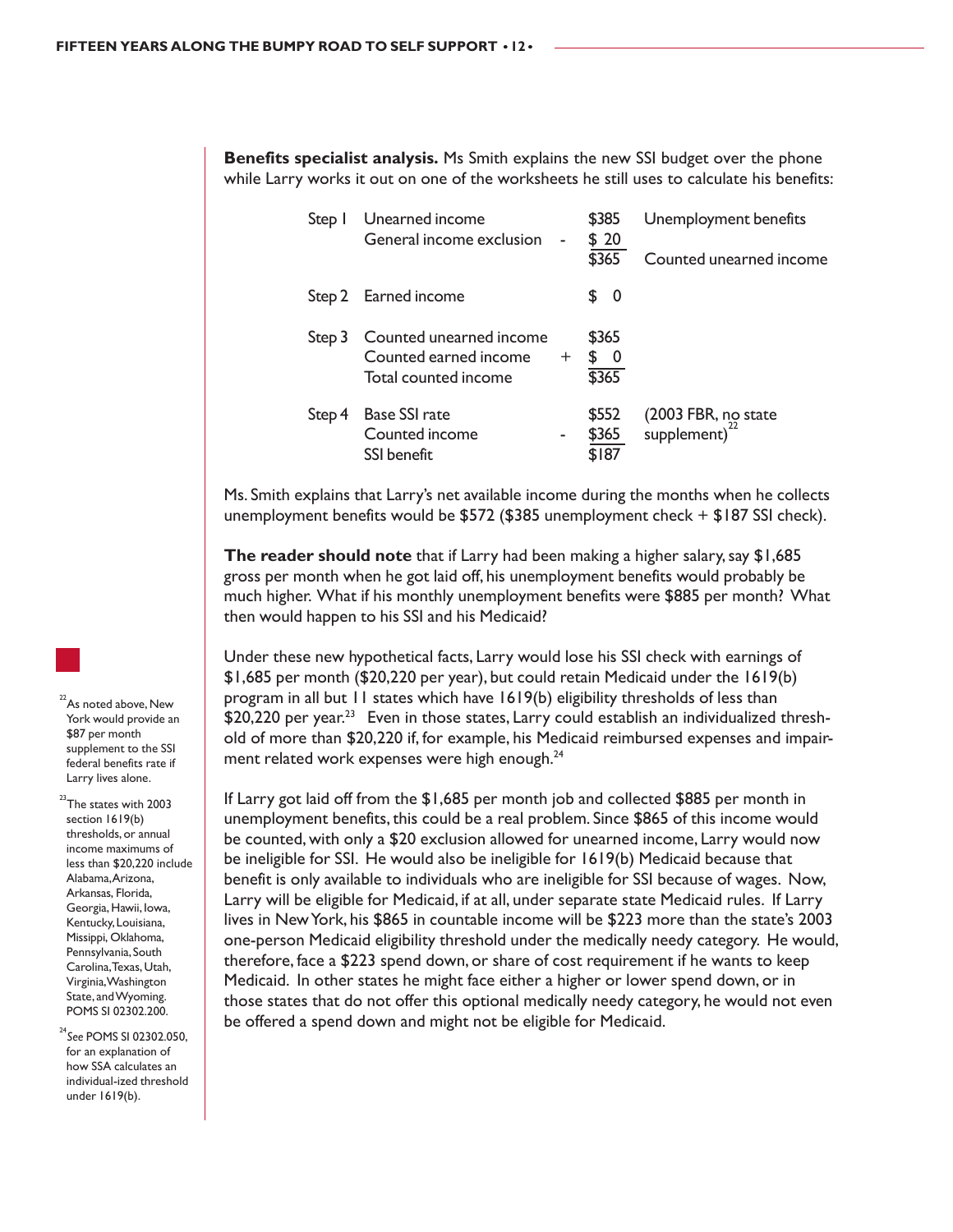**Benefits specialist analysis.** Ms Smith explains the new SSI budget over the phone while Larry works it out on one of the worksheets he still uses to calculate his benefits:

| Step | Item | | Amount | Note |
|---|---|---|---|---|
| Step 1 | Unearned income | | $385 | Unemployment benefits |
| | General income exclusion | - | $ 20 | |
| | | | $365 | Counted unearned income |
| Step 2 | Earned income | | $ 0 | |
| Step 3 | Counted unearned income | | $365 | |
| | Counted earned income | + | $ 0 | |
| | Total counted income | | $365 | |
| Step 4 | Base SSI rate | | $552 | (2003 FBR, no state supplement)[22] |
| | Counted income | - | $365 | |
| | SSI benefit | | $187 | |

Ms. Smith explains that Larry's net available income during the months when he collects unemployment benefits would be $572 ($385 unemployment check + $187 SSI check).

**The reader should note** that if Larry had been making a higher salary, say $1,685 gross per month when he got laid off, his unemployment benefits would probably be much higher. What if his monthly unemployment benefits were $885 per month? What then would happen to his SSI and his Medicaid?

Under these new hypothetical facts, Larry would lose his SSI check with earnings of $1,685 per month ($20,220 per year), but could retain Medicaid under the 1619(b) program in all but 11 states which have 1619(b) eligibility thresholds of less than $20,220 per year.[23] Even in those states, Larry could establish an individualized threshold of more than $20,220 if, for example, his Medicaid reimbursed expenses and impairment related work expenses were high enough.[24]

If Larry got laid off from the $1,685 per month job and collected $885 per month in unemployment benefits, this could be a real problem. Since $865 of this income would be counted, with only a $20 exclusion allowed for unearned income, Larry would now be ineligible for SSI. He would also be ineligible for 1619(b) Medicaid because that benefit is only available to individuals who are ineligible for SSI because of wages. Now, Larry will be eligible for Medicaid, if at all, under separate state Medicaid rules. If Larry lives in New York, his $865 in countable income will be $223 more than the state's 2003 one-person Medicaid eligibility threshold under the medically needy category. He would, therefore, face a $223 spend down, or share of cost requirement if he wants to keep Medicaid. In other states he might face either a higher or lower spend down, or in those states that do not offer this optional medically needy category, he would not even be offered a spend down and might not be eligible for Medicaid.

---

[22] As noted above, New York would provide an $87 per month supplement to the SSI federal benefits rate if Larry lives alone.

[23] The states with 2003 section 1619(b) thresholds, or annual income maximums of less than $20,220 include Alabama, Arizona, Arkansas, Florida, Georgia, Hawii, Iowa, Kentucky, Louisiana, Missippi, Oklahoma, Pennsylvania, South Carolina, Texas, Utah, Virginia, Washington State, and Wyoming. POMS SI 02302.200.

[24] *See* POMS SI 02302.050, for an explanation of how SSA calculates an individual-ized threshold under 1619(b).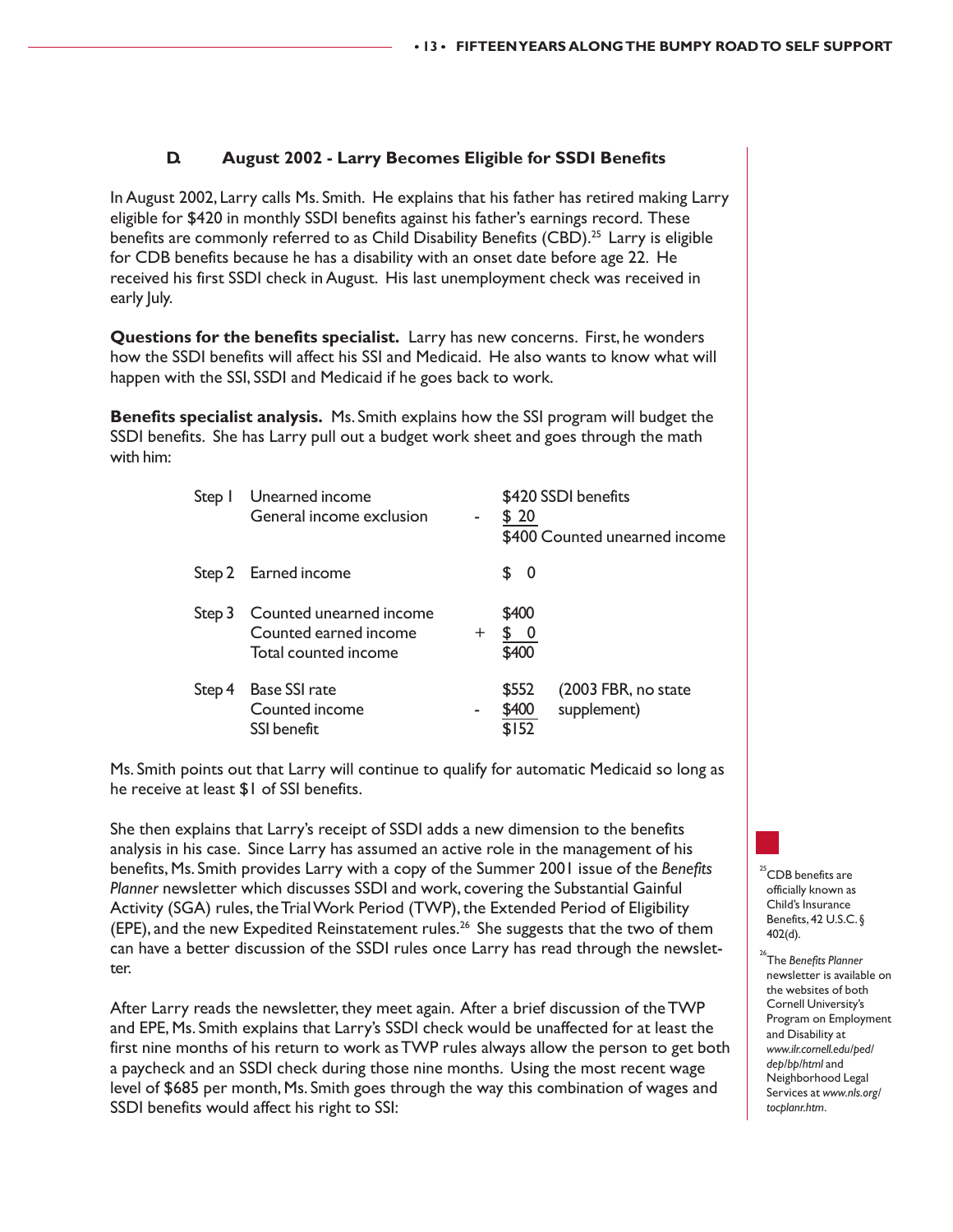### D. August 2002 - Larry Becomes Eligible for SSDI Benefits

In August 2002, Larry calls Ms. Smith. He explains that his father has retired making Larry eligible for $420 in monthly SSDI benefits against his father's earnings record. These benefits are commonly referred to as Child Disability Benefits (CBD).[25] Larry is eligible for CDB benefits because he has a disability with an onset date before age 22. He received his first SSDI check in August. His last unemployment check was received in early July.

**Questions for the benefits specialist.** Larry has new concerns. First, he wonders how the SSDI benefits will affect his SSI and Medicaid. He also wants to know what will happen with the SSI, SSDI and Medicaid if he goes back to work.

**Benefits specialist analysis.** Ms. Smith explains how the SSI program will budget the SSDI benefits. She has Larry pull out a budget work sheet and goes through the math with him:

| Step | Item | | Amount | |
|---|---|---|---|---|
| Step 1 | Unearned income | | $420 | SSDI benefits |
| | General income exclusion | - | $ 20 | |
| | | | $400 | Counted unearned income |
| Step 2 | Earned income | | $ 0 | |
| Step 3 | Counted unearned income | | $400 | |
| | Counted earned income | + | $ 0 | |
| | Total counted income | | $400 | |
| Step 4 | Base SSI rate | | $552 | (2003 FBR, no state supplement) |
| | Counted income | - | $400 | |
| | SSI benefit | | $152 | |

Ms. Smith points out that Larry will continue to qualify for automatic Medicaid so long as he receive at least $1 of SSI benefits.

She then explains that Larry's receipt of SSDI adds a new dimension to the benefits analysis in his case. Since Larry has assumed an active role in the management of his benefits, Ms. Smith provides Larry with a copy of the Summer 2001 issue of the *Benefits Planner* newsletter which discusses SSDI and work, covering the Substantial Gainful Activity (SGA) rules, the Trial Work Period (TWP), the Extended Period of Eligibility (EPE), and the new Expedited Reinstatement rules.[26] She suggests that the two of them can have a better discussion of the SSDI rules once Larry has read through the newsletter.

After Larry reads the newsletter, they meet again. After a brief discussion of the TWP and EPE, Ms. Smith explains that Larry's SSDI check would be unaffected for at least the first nine months of his return to work as TWP rules always allow the person to get both a paycheck and an SSDI check during those nine months. Using the most recent wage level of $685 per month, Ms. Smith goes through the way this combination of wages and SSDI benefits would affect his right to SSI:

[25] CDB benefits are officially known as Child's Insurance Benefits, 42 U.S.C. § 402(d).

[26] The *Benefits Planner* newsletter is available on the websites of both Cornell University's Program on Employment and Disability at *www.ilr.cornell.edu/ped/dep/bp/html* and Neighborhood Legal Services at *www.nls.org/tocplanr.htm*.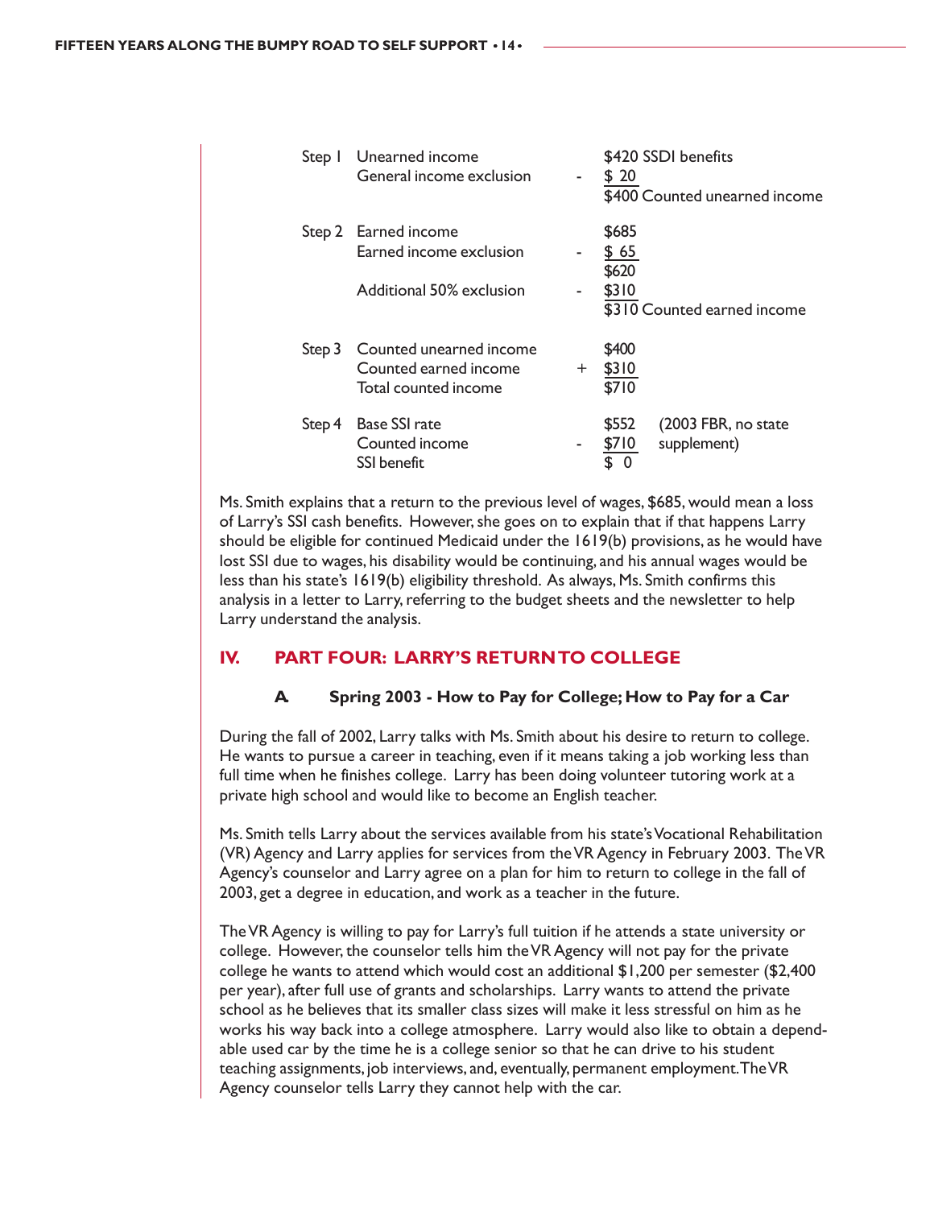| | | | | |
|---|---|---|---|---|
| Step 1 | Unearned income | | $420 SSDI benefits | |
| | General income exclusion | - | $ 20 | |
| | | | $400 Counted unearned income | |
| Step 2 | Earned income | | $685 | |
| | Earned income exclusion | - | $ 65 | |
| | | | $620 | |
| | Additional 50% exclusion | - | $310 | |
| | | | $310 Counted earned income | |
| Step 3 | Counted unearned income | | $400 | |
| | Counted earned income | + | $310 | |
| | Total counted income | | $710 | |
| Step 4 | Base SSI rate | | $552 | (2003 FBR, no state supplement) |
| | Counted income | - | $710 | |
| | SSI benefit | | $ 0 | |

Ms. Smith explains that a return to the previous level of wages, $685, would mean a loss of Larry's SSI cash benefits. However, she goes on to explain that if that happens Larry should be eligible for continued Medicaid under the 1619(b) provisions, as he would have lost SSI due to wages, his disability would be continuing, and his annual wages would be less than his state's 1619(b) eligibility threshold. As always, Ms. Smith confirms this analysis in a letter to Larry, referring to the budget sheets and the newsletter to help Larry understand the analysis.

## IV. PART FOUR: LARRY'S RETURN TO COLLEGE

### A. Spring 2003 - How to Pay for College; How to Pay for a Car

During the fall of 2002, Larry talks with Ms. Smith about his desire to return to college. He wants to pursue a career in teaching, even if it means taking a job working less than full time when he finishes college. Larry has been doing volunteer tutoring work at a private high school and would like to become an English teacher.

Ms. Smith tells Larry about the services available from his state's Vocational Rehabilitation (VR) Agency and Larry applies for services from the VR Agency in February 2003. The VR Agency's counselor and Larry agree on a plan for him to return to college in the fall of 2003, get a degree in education, and work as a teacher in the future.

The VR Agency is willing to pay for Larry's full tuition if he attends a state university or college. However, the counselor tells him the VR Agency will not pay for the private college he wants to attend which would cost an additional $1,200 per semester ($2,400 per year), after full use of grants and scholarships. Larry wants to attend the private school as he believes that its smaller class sizes will make it less stressful on him as he works his way back into a college atmosphere. Larry would also like to obtain a dependable used car by the time he is a college senior so that he can drive to his student teaching assignments, job interviews, and, eventually, permanent employment. The VR Agency counselor tells Larry they cannot help with the car.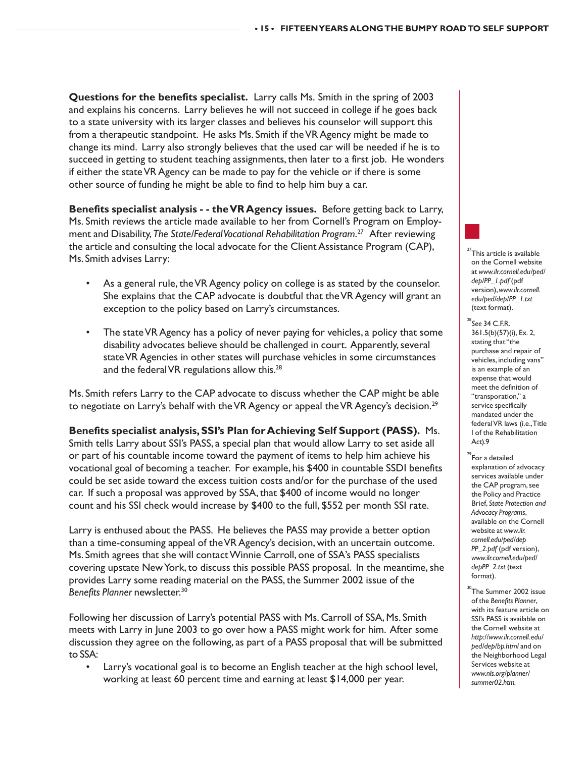**Questions for the benefits specialist.** Larry calls Ms. Smith in the spring of 2003 and explains his concerns. Larry believes he will not succeed in college if he goes back to a state university with its larger classes and believes his counselor will support this from a therapeutic standpoint. He asks Ms. Smith if the VR Agency might be made to change its mind. Larry also strongly believes that the used car will be needed if he is to succeed in getting to student teaching assignments, then later to a first job. He wonders if either the state VR Agency can be made to pay for the vehicle or if there is some other source of funding he might be able to find to help him buy a car.

**Benefits specialist analysis - - the VR Agency issues.** Before getting back to Larry, Ms. Smith reviews the article made available to her from Cornell's Program on Employment and Disability, *The State/Federal Vocational Rehabilitation Program*.[27] After reviewing the article and consulting the local advocate for the Client Assistance Program (CAP), Ms. Smith advises Larry:

- As a general rule, the VR Agency policy on college is as stated by the counselor. She explains that the CAP advocate is doubtful that the VR Agency will grant an exception to the policy based on Larry's circumstances.
- The state VR Agency has a policy of never paying for vehicles, a policy that some disability advocates believe should be challenged in court. Apparently, several state VR Agencies in other states will purchase vehicles in some circumstances and the federal VR regulations allow this.[28]

Ms. Smith refers Larry to the CAP advocate to discuss whether the CAP might be able to negotiate on Larry's behalf with the VR Agency or appeal the VR Agency's decision.[29]

**Benefits specialist analysis, SSI's Plan for Achieving Self Support (PASS).** Ms. Smith tells Larry about SSI's PASS, a special plan that would allow Larry to set aside all or part of his countable income toward the payment of items to help him achieve his vocational goal of becoming a teacher. For example, his $400 in countable SSDI benefits could be set aside toward the excess tuition costs and/or for the purchase of the used car. If such a proposal was approved by SSA, that $400 of income would no longer count and his SSI check would increase by $400 to the full, $552 per month SSI rate.

Larry is enthused about the PASS. He believes the PASS may provide a better option than a time-consuming appeal of the VR Agency's decision, with an uncertain outcome. Ms. Smith agrees that she will contact Winnie Carroll, one of SSA's PASS specialists covering upstate New York, to discuss this possible PASS proposal. In the meantime, she provides Larry some reading material on the PASS, the Summer 2002 issue of the *Benefits Planner* newsletter.[30]

Following her discussion of Larry's potential PASS with Ms. Carroll of SSA, Ms. Smith meets with Larry in June 2003 to go over how a PASS might work for him. After some discussion they agree on the following, as part of a PASS proposal that will be submitted to SSA:

- Larry's vocational goal is to become an English teacher at the high school level, working at least 60 percent time and earning at least $14,000 per year.

---

[27] This article is available on the Cornell website at *www.ilr.cornell.edu/ped/dep/PP_1.pdf* (pdf version), *www.ilr.cornell.edu/ped/dep/PP_1.txt* (text format).

[28] *See* 34 C.F.R. 361.5(b)(57)(i), Ex. 2, stating that "the purchase and repair of vehicles, including vans" is an example of an expense that would meet the definition of "transporation," a service specifically mandated under the federal VR laws (i.e., Title I of the Rehabilitation Act).9

[29] For a detailed explanation of advocacy services available under the CAP program, see the Policy and Practice Brief, *State Protection and Advocacy Programs*, available on the Cornell website at *www.ilr.cornell.edu/ped/dep PP_2.pdf* (pdf version), *www.ilr.cornell.edu/ped/depPP_2.txt* (text format).

[30] The Summer 2002 issue of the *Benefits Planner*, with its feature article on SSI's PASS is available on the Cornell website at *http://www.ilr.cornell.edu/ped/dep/bp.html* and on the Neighborhood Legal Services website at *www.nls.org/planner/summer02.htm.*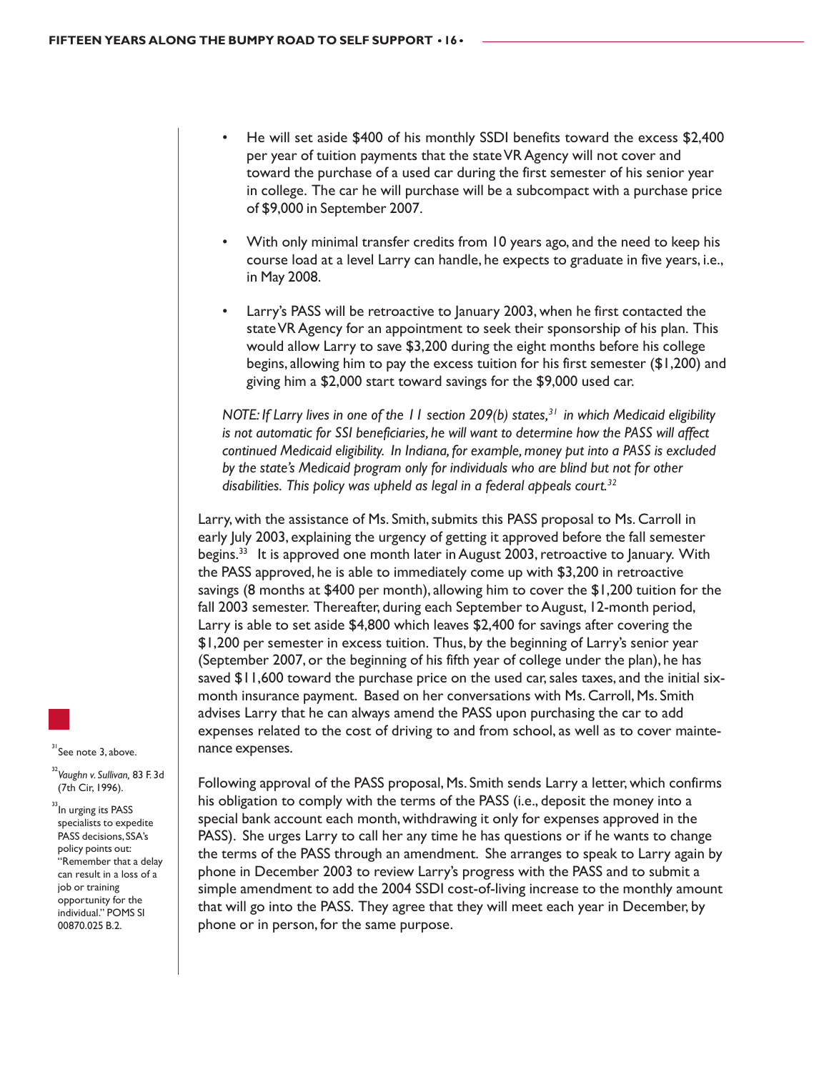- He will set aside $400 of his monthly SSDI benefits toward the excess $2,400 per year of tuition payments that the state VR Agency will not cover and toward the purchase of a used car during the first semester of his senior year in college. The car he will purchase will be a subcompact with a purchase price of $9,000 in September 2007.
- With only minimal transfer credits from 10 years ago, and the need to keep his course load at a level Larry can handle, he expects to graduate in five years, i.e., in May 2008.
- Larry's PASS will be retroactive to January 2003, when he first contacted the state VR Agency for an appointment to seek their sponsorship of his plan. This would allow Larry to save $3,200 during the eight months before his college begins, allowing him to pay the excess tuition for his first semester ($1,200) and giving him a $2,000 start toward savings for the $9,000 used car.

*NOTE: If Larry lives in one of the 11 section 209(b) states,[31] in which Medicaid eligibility is not automatic for SSI beneficiaries, he will want to determine how the PASS will affect continued Medicaid eligibility. In Indiana, for example, money put into a PASS is excluded by the state's Medicaid program only for individuals who are blind but not for other disabilities. This policy was upheld as legal in a federal appeals court.[32]*

Larry, with the assistance of Ms. Smith, submits this PASS proposal to Ms. Carroll in early July 2003, explaining the urgency of getting it approved before the fall semester begins.[33] It is approved one month later in August 2003, retroactive to January. With the PASS approved, he is able to immediately come up with $3,200 in retroactive savings (8 months at $400 per month), allowing him to cover the $1,200 tuition for the fall 2003 semester. Thereafter, during each September to August, 12-month period, Larry is able to set aside $4,800 which leaves $2,400 for savings after covering the $1,200 per semester in excess tuition. Thus, by the beginning of Larry's senior year (September 2007, or the beginning of his fifth year of college under the plan), he has saved $11,600 toward the purchase price on the used car, sales taxes, and the initial six-month insurance payment. Based on her conversations with Ms. Carroll, Ms. Smith advises Larry that he can always amend the PASS upon purchasing the car to add expenses related to the cost of driving to and from school, as well as to cover maintenance expenses.

Following approval of the PASS proposal, Ms. Smith sends Larry a letter, which confirms his obligation to comply with the terms of the PASS (i.e., deposit the money into a special bank account each month, withdrawing it only for expenses approved in the PASS). She urges Larry to call her any time he has questions or if he wants to change the terms of the PASS through an amendment. She arranges to speak to Larry again by phone in December 2003 to review Larry's progress with the PASS and to submit a simple amendment to add the 2004 SSDI cost-of-living increase to the monthly amount that will go into the PASS. They agree that they will meet each year in December, by phone or in person, for the same purpose.

---

[31] See note 3, above.

[32] *Vaughn v. Sullivan,* 83 F. 3d (7th Cir, 1996).

[33] In urging its PASS specialists to expedite PASS decisions, SSA's policy points out: "Remember that a delay can result in a loss of a job or training opportunity for the individual." POMS SI 00870.025 B.2.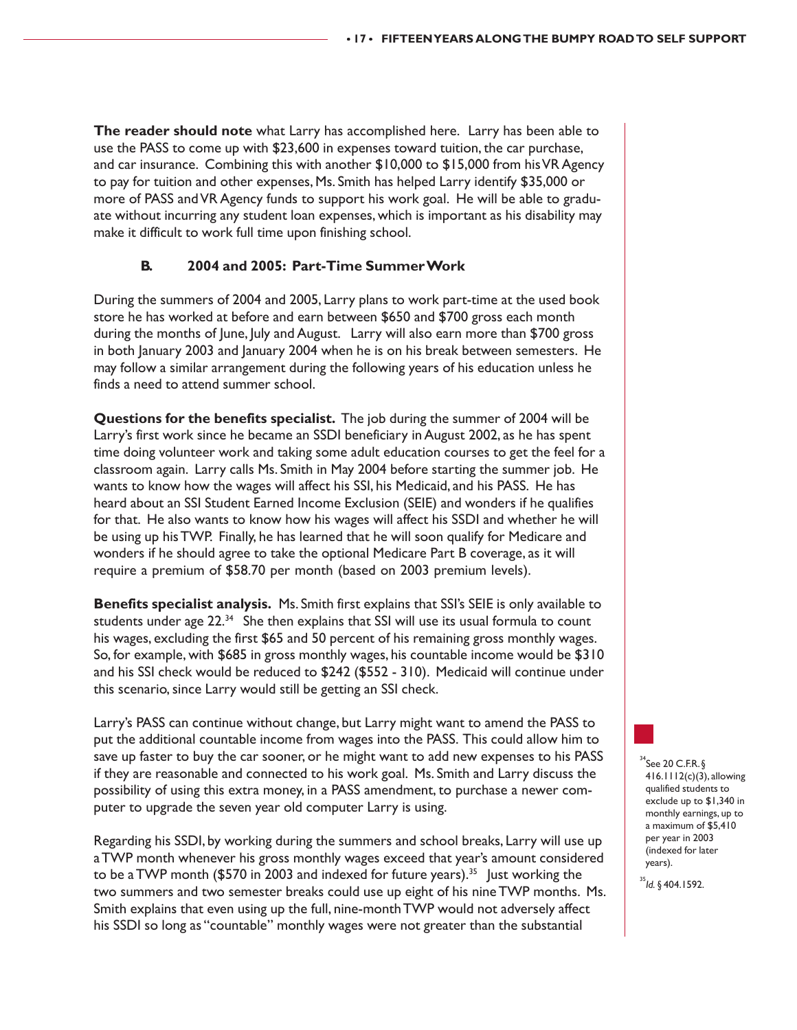**The reader should note** what Larry has accomplished here. Larry has been able to use the PASS to come up with $23,600 in expenses toward tuition, the car purchase, and car insurance. Combining this with another $10,000 to $15,000 from his VR Agency to pay for tuition and other expenses, Ms. Smith has helped Larry identify $35,000 or more of PASS and VR Agency funds to support his work goal. He will be able to graduate without incurring any student loan expenses, which is important as his disability may make it difficult to work full time upon finishing school.

### B. 2004 and 2005: Part-Time Summer Work

During the summers of 2004 and 2005, Larry plans to work part-time at the used book store he has worked at before and earn between $650 and $700 gross each month during the months of June, July and August. Larry will also earn more than $700 gross in both January 2003 and January 2004 when he is on his break between semesters. He may follow a similar arrangement during the following years of his education unless he finds a need to attend summer school.

**Questions for the benefits specialist.** The job during the summer of 2004 will be Larry's first work since he became an SSDI beneficiary in August 2002, as he has spent time doing volunteer work and taking some adult education courses to get the feel for a classroom again. Larry calls Ms. Smith in May 2004 before starting the summer job. He wants to know how the wages will affect his SSI, his Medicaid, and his PASS. He has heard about an SSI Student Earned Income Exclusion (SEIE) and wonders if he qualifies for that. He also wants to know how his wages will affect his SSDI and whether he will be using up his TWP. Finally, he has learned that he will soon qualify for Medicare and wonders if he should agree to take the optional Medicare Part B coverage, as it will require a premium of $58.70 per month (based on 2003 premium levels).

**Benefits specialist analysis.** Ms. Smith first explains that SSI's SEIE is only available to students under age 22.[34] She then explains that SSI will use its usual formula to count his wages, excluding the first $65 and 50 percent of his remaining gross monthly wages. So, for example, with $685 in gross monthly wages, his countable income would be $310 and his SSI check would be reduced to $242 ($552 - 310). Medicaid will continue under this scenario, since Larry would still be getting an SSI check.

Larry's PASS can continue without change, but Larry might want to amend the PASS to put the additional countable income from wages into the PASS. This could allow him to save up faster to buy the car sooner, or he might want to add new expenses to his PASS if they are reasonable and connected to his work goal. Ms. Smith and Larry discuss the possibility of using this extra money, in a PASS amendment, to purchase a newer computer to upgrade the seven year old computer Larry is using.

Regarding his SSDI, by working during the summers and school breaks, Larry will use up a TWP month whenever his gross monthly wages exceed that year's amount considered to be a TWP month ($570 in 2003 and indexed for future years).[35] Just working the two summers and two semester breaks could use up eight of his nine TWP months. Ms. Smith explains that even using up the full, nine-month TWP would not adversely affect his SSDI so long as "countable" monthly wages were not greater than the substantial

[34] See 20 C.F.R. § 416.1112(c)(3), allowing qualified students to exclude up to $1,340 in monthly earnings, up to a maximum of $5,410 per year in 2003 (indexed for later years).

[35] *Id.* § 404.1592.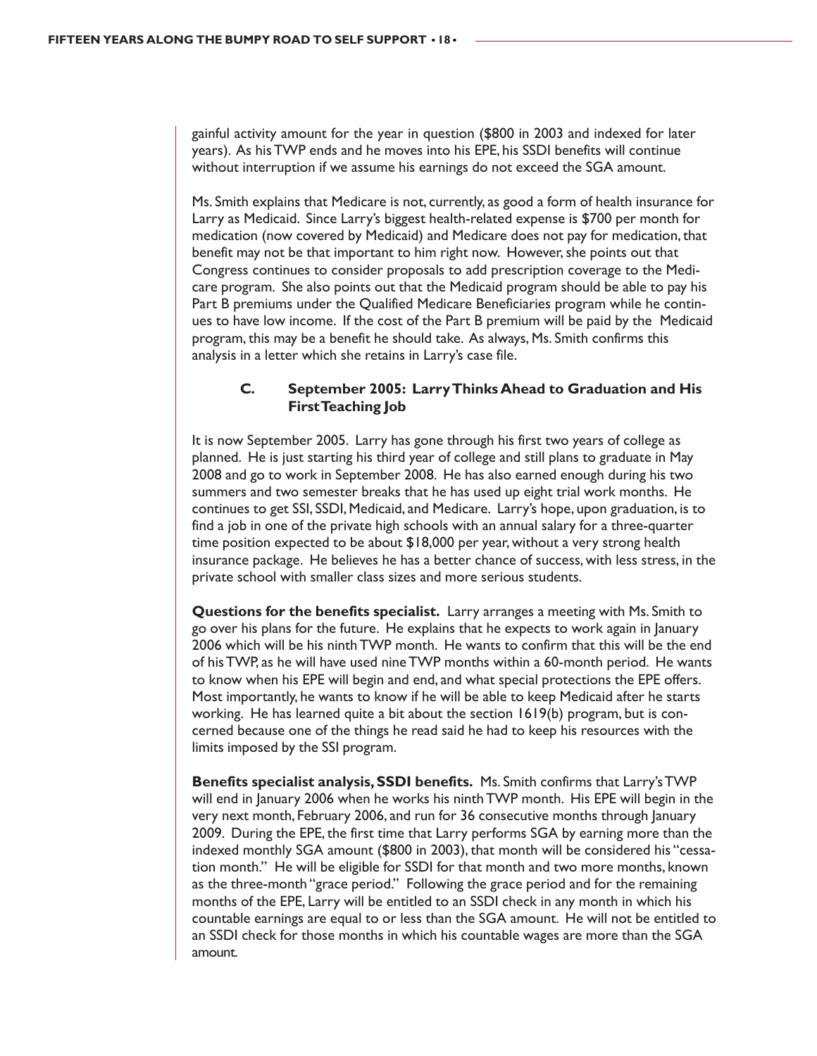gainful activity amount for the year in question ($800 in 2003 and indexed for later years). As his TWP ends and he moves into his EPE, his SSDI benefits will continue without interruption if we assume his earnings do not exceed the SGA amount.

Ms. Smith explains that Medicare is not, currently, as good a form of health insurance for Larry as Medicaid. Since Larry's biggest health-related expense is $700 per month for medication (now covered by Medicaid) and Medicare does not pay for medication, that benefit may not be that important to him right now. However, she points out that Congress continues to consider proposals to add prescription coverage to the Medicare program. She also points out that the Medicaid program should be able to pay his Part B premiums under the Qualified Medicare Beneficiaries program while he continues to have low income. If the cost of the Part B premium will be paid by the Medicaid program, this may be a benefit he should take. As always, Ms. Smith confirms this analysis in a letter which she retains in Larry's case file.

### C. September 2005: Larry Thinks Ahead to Graduation and His First Teaching Job

It is now September 2005. Larry has gone through his first two years of college as planned. He is just starting his third year of college and still plans to graduate in May 2008 and go to work in September 2008. He has also earned enough during his two summers and two semester breaks that he has used up eight trial work months. He continues to get SSI, SSDI, Medicaid, and Medicare. Larry's hope, upon graduation, is to find a job in one of the private high schools with an annual salary for a three-quarter time position expected to be about $18,000 per year, without a very strong health insurance package. He believes he has a better chance of success, with less stress, in the private school with smaller class sizes and more serious students.

**Questions for the benefits specialist.** Larry arranges a meeting with Ms. Smith to go over his plans for the future. He explains that he expects to work again in January 2006 which will be his ninth TWP month. He wants to confirm that this will be the end of his TWP, as he will have used nine TWP months within a 60-month period. He wants to know when his EPE will begin and end, and what special protections the EPE offers. Most importantly, he wants to know if he will be able to keep Medicaid after he starts working. He has learned quite a bit about the section 1619(b) program, but is concerned because one of the things he read said he had to keep his resources with the limits imposed by the SSI program.

**Benefits specialist analysis, SSDI benefits.** Ms. Smith confirms that Larry's TWP will end in January 2006 when he works his ninth TWP month. His EPE will begin in the very next month, February 2006, and run for 36 consecutive months through January 2009. During the EPE, the first time that Larry performs SGA by earning more than the indexed monthly SGA amount ($800 in 2003), that month will be considered his "cessation month." He will be eligible for SSDI for that month and two more months, known as the three-month "grace period." Following the grace period and for the remaining months of the EPE, Larry will be entitled to an SSDI check in any month in which his countable earnings are equal to or less than the SGA amount. He will not be entitled to an SSDI check for those months in which his countable wages are more than the SGA amount.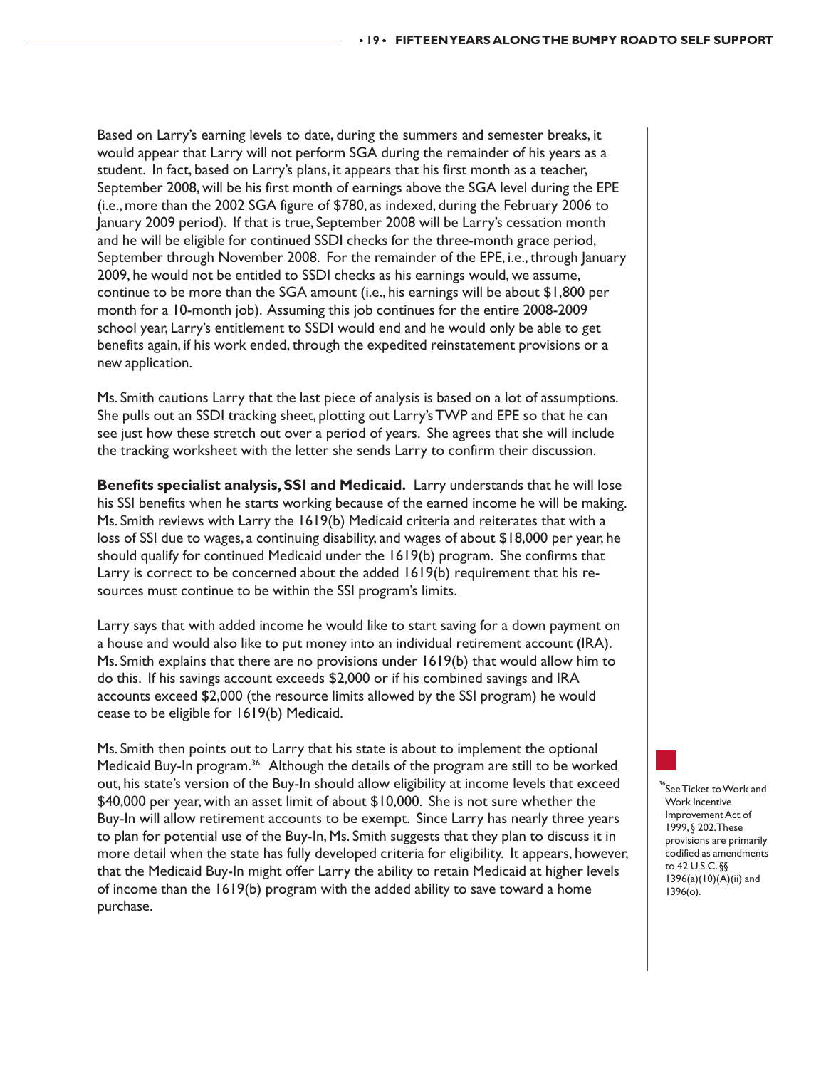Based on Larry's earning levels to date, during the summers and semester breaks, it would appear that Larry will not perform SGA during the remainder of his years as a student. In fact, based on Larry's plans, it appears that his first month as a teacher, September 2008, will be his first month of earnings above the SGA level during the EPE (i.e., more than the 2002 SGA figure of $780, as indexed, during the February 2006 to January 2009 period). If that is true, September 2008 will be Larry's cessation month and he will be eligible for continued SSDI checks for the three-month grace period, September through November 2008. For the remainder of the EPE, i.e., through January 2009, he would not be entitled to SSDI checks as his earnings would, we assume, continue to be more than the SGA amount (i.e., his earnings will be about $1,800 per month for a 10-month job). Assuming this job continues for the entire 2008-2009 school year, Larry's entitlement to SSDI would end and he would only be able to get benefits again, if his work ended, through the expedited reinstatement provisions or a new application.

Ms. Smith cautions Larry that the last piece of analysis is based on a lot of assumptions. She pulls out an SSDI tracking sheet, plotting out Larry's TWP and EPE so that he can see just how these stretch out over a period of years. She agrees that she will include the tracking worksheet with the letter she sends Larry to confirm their discussion.

**Benefits specialist analysis, SSI and Medicaid.** Larry understands that he will lose his SSI benefits when he starts working because of the earned income he will be making. Ms. Smith reviews with Larry the 1619(b) Medicaid criteria and reiterates that with a loss of SSI due to wages, a continuing disability, and wages of about $18,000 per year, he should qualify for continued Medicaid under the 1619(b) program. She confirms that Larry is correct to be concerned about the added 1619(b) requirement that his resources must continue to be within the SSI program's limits.

Larry says that with added income he would like to start saving for a down payment on a house and would also like to put money into an individual retirement account (IRA). Ms. Smith explains that there are no provisions under 1619(b) that would allow him to do this. If his savings account exceeds $2,000 or if his combined savings and IRA accounts exceed $2,000 (the resource limits allowed by the SSI program) he would cease to be eligible for 1619(b) Medicaid.

Ms. Smith then points out to Larry that his state is about to implement the optional Medicaid Buy-In program.[36] Although the details of the program are still to be worked out, his state's version of the Buy-In should allow eligibility at income levels that exceed $40,000 per year, with an asset limit of about $10,000. She is not sure whether the Buy-In will allow retirement accounts to be exempt. Since Larry has nearly three years to plan for potential use of the Buy-In, Ms. Smith suggests that they plan to discuss it in more detail when the state has fully developed criteria for eligibility. It appears, however, that the Medicaid Buy-In might offer Larry the ability to retain Medicaid at higher levels of income than the 1619(b) program with the added ability to save toward a home purchase.

[36] See Ticket to Work and Work Incentive Improvement Act of 1999, § 202. These provisions are primarily codified as amendments to 42 U.S.C. §§ 1396(a)(10)(A)(ii) and 1396(o).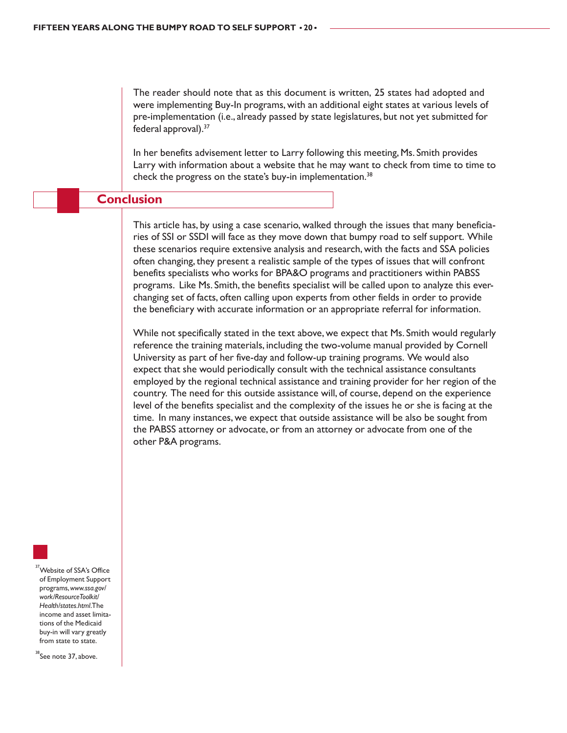The reader should note that as this document is written, 25 states had adopted and were implementing Buy-In programs, with an additional eight states at various levels of pre-implementation (i.e., already passed by state legislatures, but not yet submitted for federal approval).[37]

In her benefits advisement letter to Larry following this meeting, Ms. Smith provides Larry with information about a website that he may want to check from time to time to check the progress on the state's buy-in implementation.[38]

## Conclusion

This article has, by using a case scenario, walked through the issues that many beneficiaries of SSI or SSDI will face as they move down that bumpy road to self support. While these scenarios require extensive analysis and research, with the facts and SSA policies often changing, they present a realistic sample of the types of issues that will confront benefits specialists who works for BPA&O programs and practitioners within PABSS programs. Like Ms. Smith, the benefits specialist will be called upon to analyze this ever-changing set of facts, often calling upon experts from other fields in order to provide the beneficiary with accurate information or an appropriate referral for information.

While not specifically stated in the text above, we expect that Ms. Smith would regularly reference the training materials, including the two-volume manual provided by Cornell University as part of her five-day and follow-up training programs. We would also expect that she would periodically consult with the technical assistance consultants employed by the regional technical assistance and training provider for her region of the country. The need for this outside assistance will, of course, depend on the experience level of the benefits specialist and the complexity of the issues he or she is facing at the time. In many instances, we expect that outside assistance will be also be sought from the PABSS attorney or advocate, or from an attorney or advocate from one of the other P&A programs.

[37] Website of SSA's Office of Employment Support programs, *www.ssa.gov/work/ResourceToolkit/Health/states.html*. The income and asset limitations of the Medicaid buy-in will vary greatly from state to state.

[38] See note 37, above.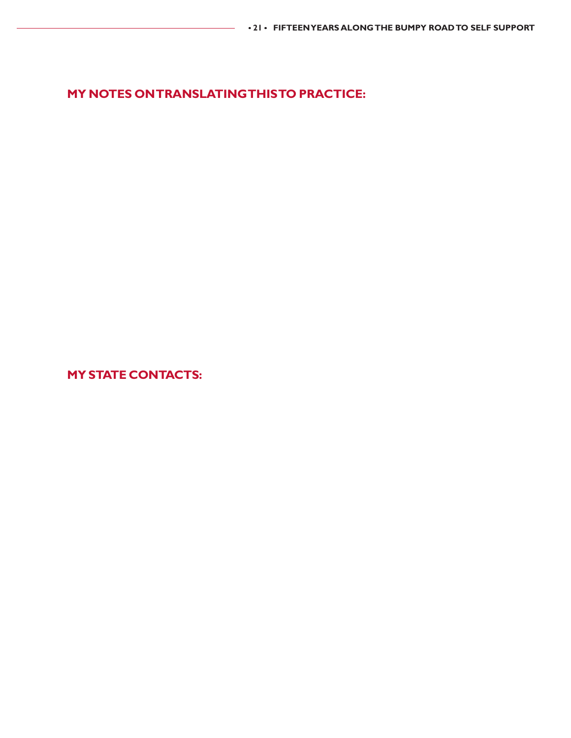## MY NOTES ON TRANSLATING THIS TO PRACTICE:

## MY STATE CONTACTS: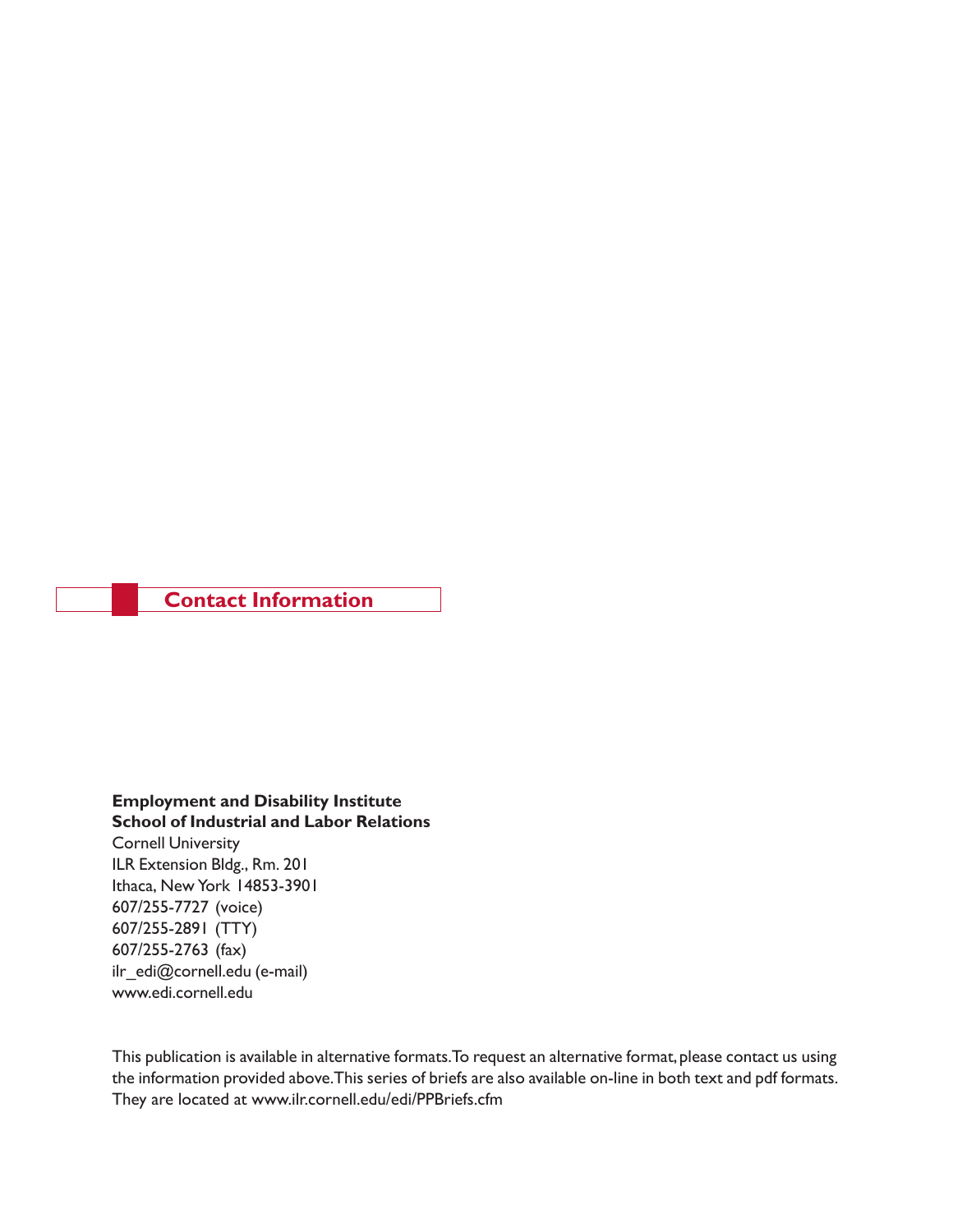## Contact Information

**Employment and Disability Institute**
**School of Industrial and Labor Relations**
Cornell University
ILR Extension Bldg., Rm. 201
Ithaca, New York 14853-3901
607/255-7727 (voice)
607/255-2891 (TTY)
607/255-2763 (fax)
ilr_edi@cornell.edu (e-mail)
www.edi.cornell.edu

This publication is available in alternative formats. To request an alternative format, please contact us using the information provided above. This series of briefs are also available on-line in both text and pdf formats. They are located at www.ilr.cornell.edu/edi/PPBriefs.cfm